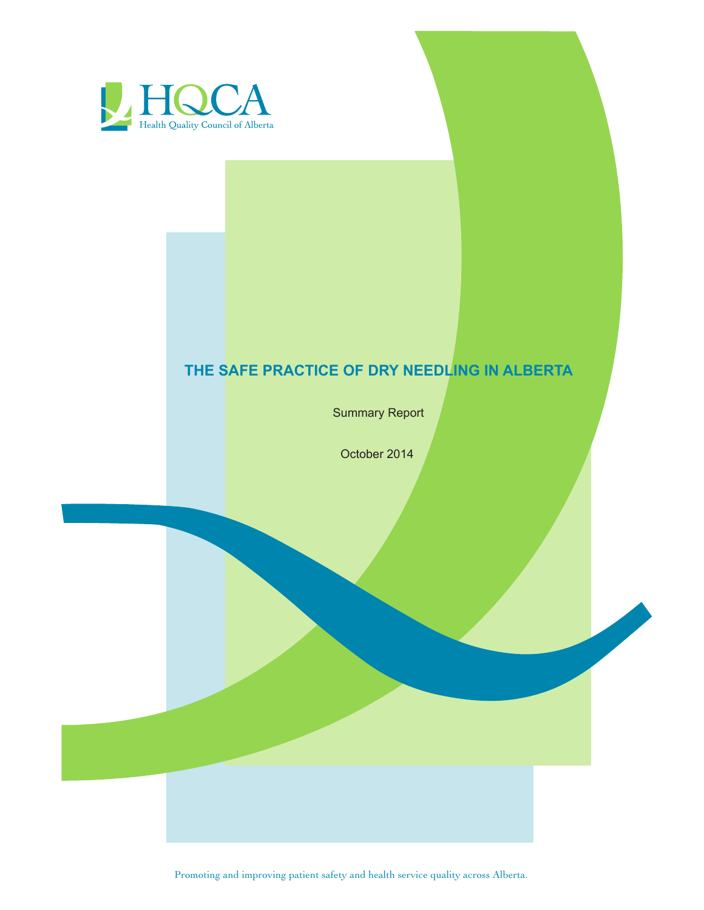HQCA

Health Quality Council of Alberta

# THE SAFE PRACTICE OF DRY NEEDLING IN ALBERTA

Summary Report

October 2014

Promoting and improving patient safety and health service quality across Alberta.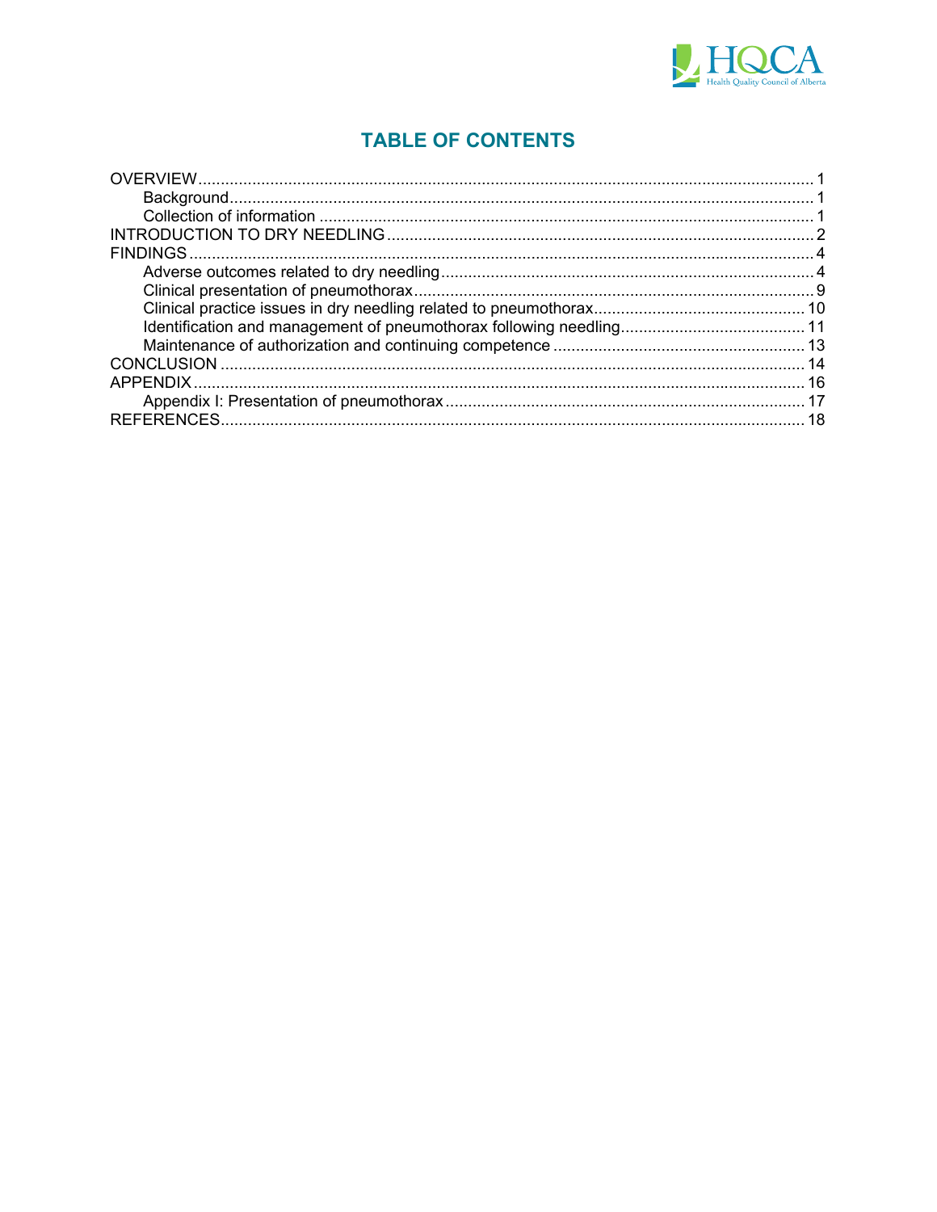# TABLE OF CONTENTS

OVERVIEW ........................................................................................................................ 1
- Background ................................................................................................................ 1
- Collection of information ............................................................................................ 1

INTRODUCTION TO DRY NEEDLING ................................................................................ 2

FINDINGS .......................................................................................................................... 4
- Adverse outcomes related to dry needling .................................................................. 4
- Clinical presentation of pneumothorax ........................................................................ 9
- Clinical practice issues in dry needling related to pneumothorax ............................... 10
- Identification and management of pneumothorax following needling ......................... 11
- Maintenance of authorization and continuing competence ........................................ 13

CONCLUSION ................................................................................................................... 14

APPENDIX ........................................................................................................................ 16
- Appendix I: Presentation of pneumothorax ................................................................ 17

REFERENCES ................................................................................................................... 18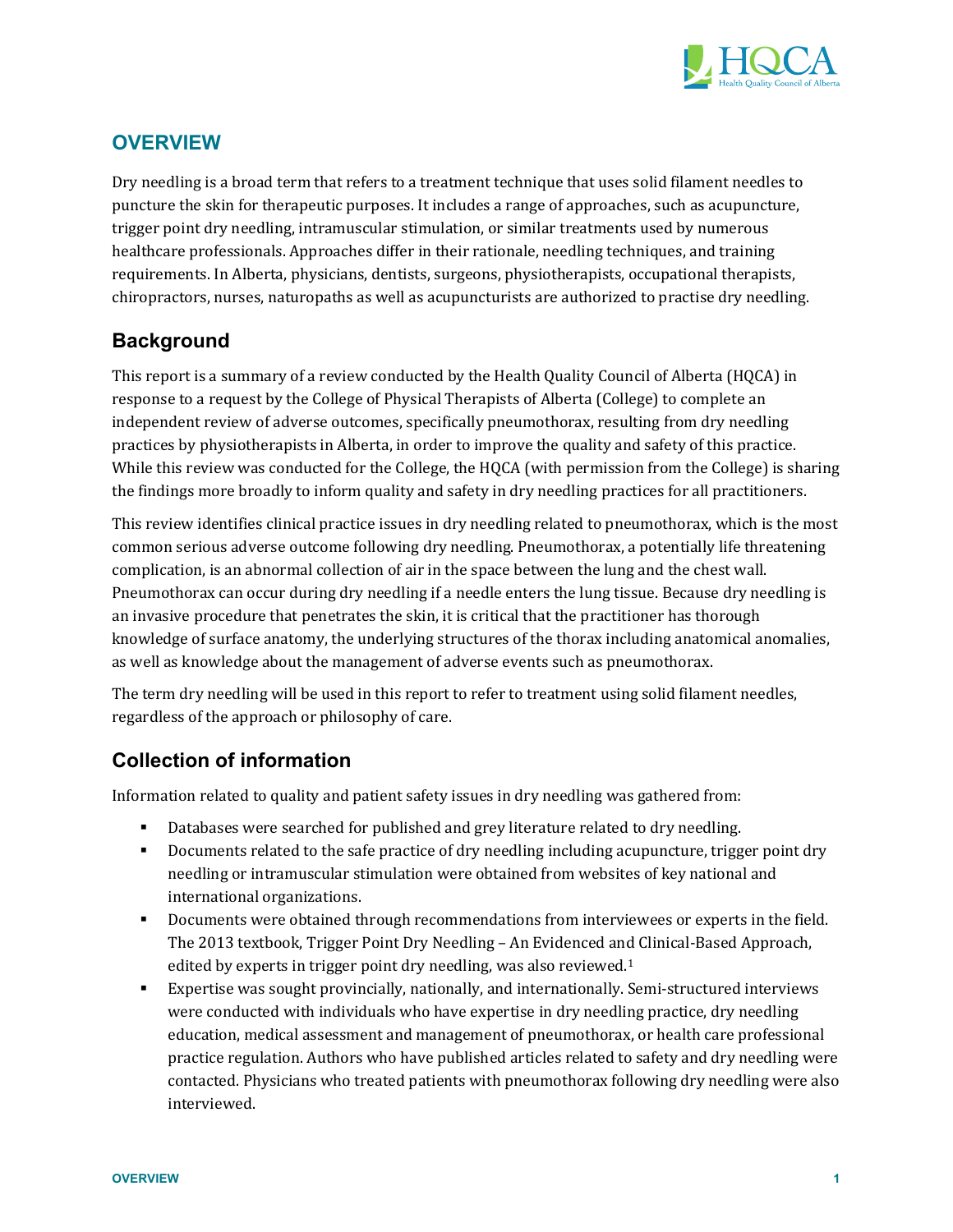## OVERVIEW

Dry needling is a broad term that refers to a treatment technique that uses solid filament needles to puncture the skin for therapeutic purposes. It includes a range of approaches, such as acupuncture, trigger point dry needling, intramuscular stimulation, or similar treatments used by numerous healthcare professionals. Approaches differ in their rationale, needling techniques, and training requirements. In Alberta, physicians, dentists, surgeons, physiotherapists, occupational therapists, chiropractors, nurses, naturopaths as well as acupuncturists are authorized to practise dry needling.

### Background

This report is a summary of a review conducted by the Health Quality Council of Alberta (HQCA) in response to a request by the College of Physical Therapists of Alberta (College) to complete an independent review of adverse outcomes, specifically pneumothorax, resulting from dry needling practices by physiotherapists in Alberta, in order to improve the quality and safety of this practice. While this review was conducted for the College, the HQCA (with permission from the College) is sharing the findings more broadly to inform quality and safety in dry needling practices for all practitioners.

This review identifies clinical practice issues in dry needling related to pneumothorax, which is the most common serious adverse outcome following dry needling. Pneumothorax, a potentially life threatening complication, is an abnormal collection of air in the space between the lung and the chest wall. Pneumothorax can occur during dry needling if a needle enters the lung tissue. Because dry needling is an invasive procedure that penetrates the skin, it is critical that the practitioner has thorough knowledge of surface anatomy, the underlying structures of the thorax including anatomical anomalies, as well as knowledge about the management of adverse events such as pneumothorax.

The term dry needling will be used in this report to refer to treatment using solid filament needles, regardless of the approach or philosophy of care.

### Collection of information

Information related to quality and patient safety issues in dry needling was gathered from:

- Databases were searched for published and grey literature related to dry needling.
- Documents related to the safe practice of dry needling including acupuncture, trigger point dry needling or intramuscular stimulation were obtained from websites of key national and international organizations.
- Documents were obtained through recommendations from interviewees or experts in the field. The 2013 textbook, Trigger Point Dry Needling – An Evidenced and Clinical-Based Approach, edited by experts in trigger point dry needling, was also reviewed.[1]
- Expertise was sought provincially, nationally, and internationally. Semi-structured interviews were conducted with individuals who have expertise in dry needling practice, dry needling education, medical assessment and management of pneumothorax, or health care professional practice regulation. Authors who have published articles related to safety and dry needling were contacted. Physicians who treated patients with pneumothorax following dry needling were also interviewed.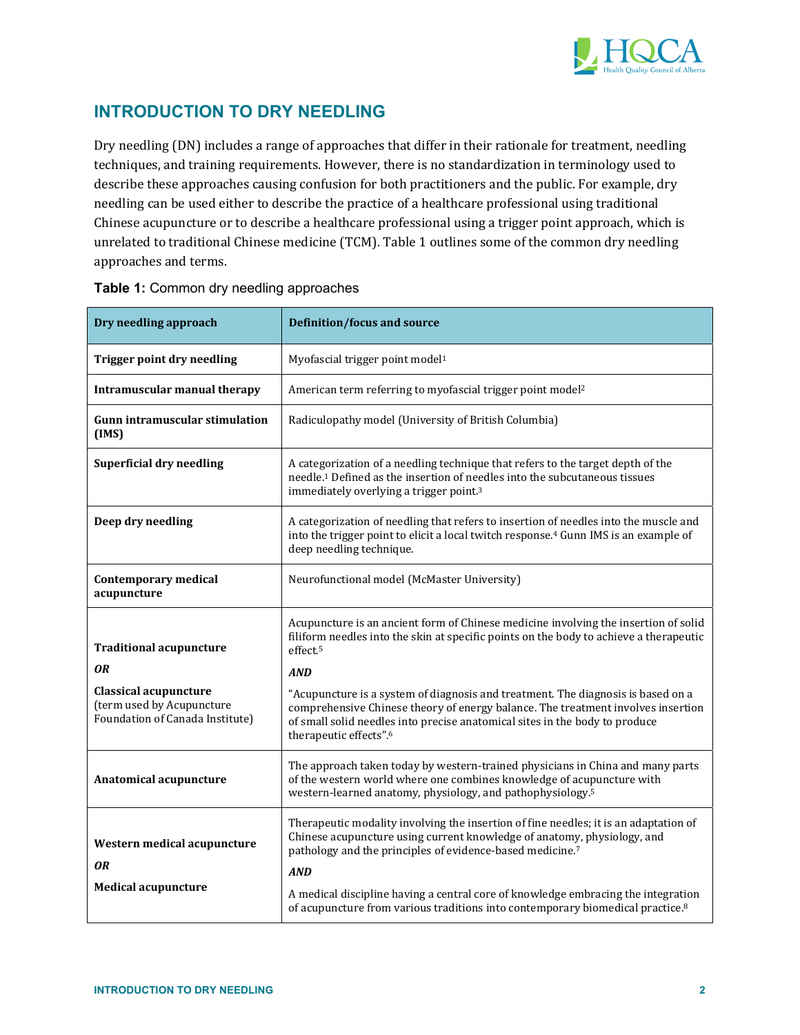## INTRODUCTION TO DRY NEEDLING

Dry needling (DN) includes a range of approaches that differ in their rationale for treatment, needling techniques, and training requirements. However, there is no standardization in terminology used to describe these approaches causing confusion for both practitioners and the public. For example, dry needling can be used either to describe the practice of a healthcare professional using traditional Chinese acupuncture or to describe a healthcare professional using a trigger point approach, which is unrelated to traditional Chinese medicine (TCM). Table 1 outlines some of the common dry needling approaches and terms.

**Table 1:** Common dry needling approaches

| Dry needling approach | Definition/focus and source |
|---|---|
| **Trigger point dry needling** | Myofascial trigger point model[1] |
| **Intramuscular manual therapy** | American term referring to myofascial trigger point model[2] |
| **Gunn intramuscular stimulation (IMS)** | Radiculopathy model (University of British Columbia) |
| **Superficial dry needling** | A categorization of a needling technique that refers to the target depth of the needle.[1] Defined as the insertion of needles into the subcutaneous tissues immediately overlying a trigger point.[3] |
| **Deep dry needling** | A categorization of needling that refers to insertion of needles into the muscle and into the trigger point to elicit a local twitch response.[4] Gunn IMS is an example of deep needling technique. |
| **Contemporary medical acupuncture** | Neurofunctional model (McMaster University) |
| **Traditional acupuncture** *OR* **Classical acupuncture** (term used by Acupuncture Foundation of Canada Institute) | Acupuncture is an ancient form of Chinese medicine involving the insertion of solid filiform needles into the skin at specific points on the body to achieve a therapeutic effect.[5] ***AND*** "Acupuncture is a system of diagnosis and treatment. The diagnosis is based on a comprehensive Chinese theory of energy balance. The treatment involves insertion of small solid needles into precise anatomical sites in the body to produce therapeutic effects".[6] |
| **Anatomical acupuncture** | The approach taken today by western-trained physicians in China and many parts of the western world where one combines knowledge of acupuncture with western-learned anatomy, physiology, and pathophysiology.[5] |
| **Western medical acupuncture** *OR* **Medical acupuncture** | Therapeutic modality involving the insertion of fine needles; it is an adaptation of Chinese acupuncture using current knowledge of anatomy, physiology, and pathology and the principles of evidence-based medicine.[7] ***AND*** A medical discipline having a central core of knowledge embracing the integration of acupuncture from various traditions into contemporary biomedical practice.[8] |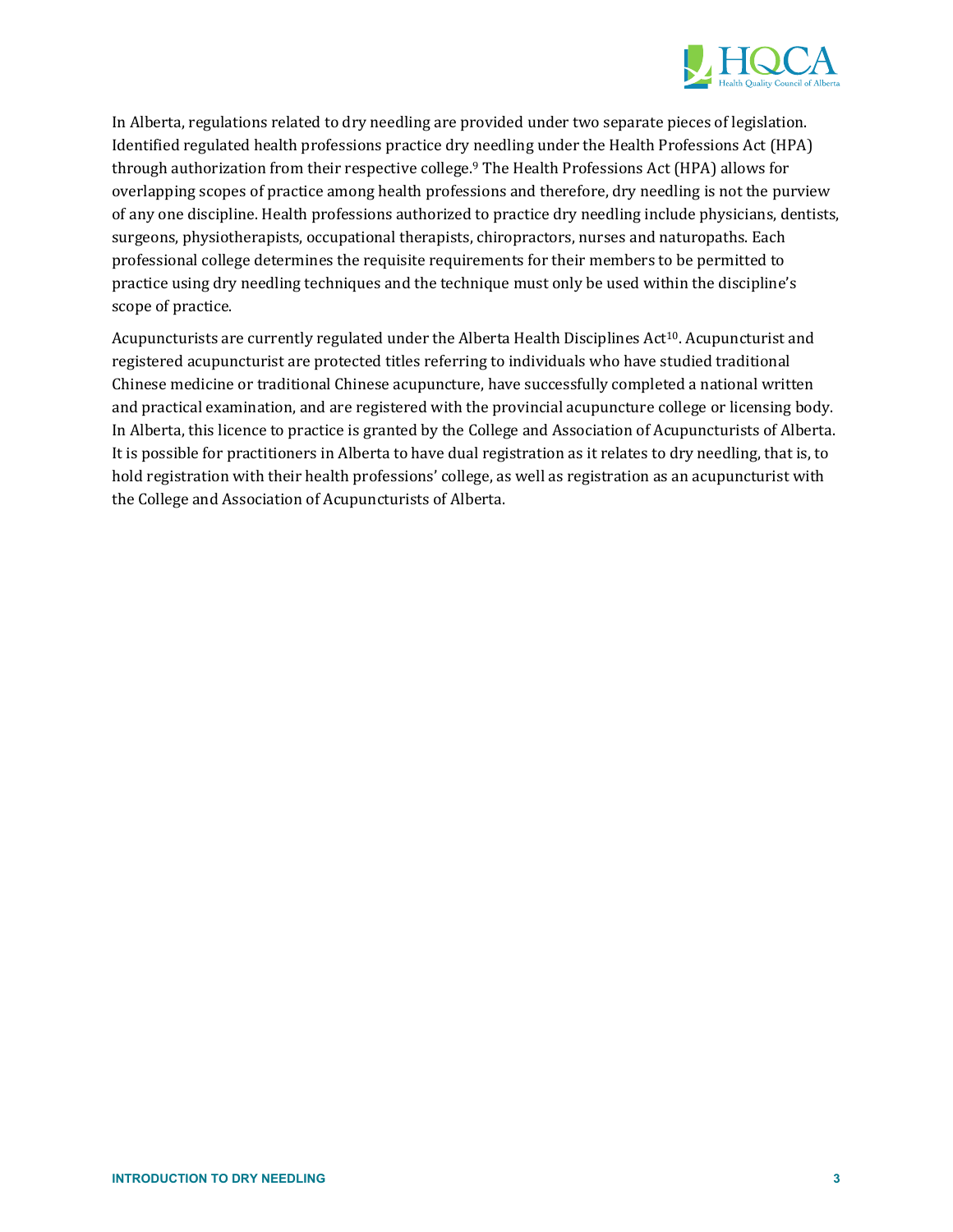In Alberta, regulations related to dry needling are provided under two separate pieces of legislation. Identified regulated health professions practice dry needling under the Health Professions Act (HPA) through authorization from their respective college.[9] The Health Professions Act (HPA) allows for overlapping scopes of practice among health professions and therefore, dry needling is not the purview of any one discipline. Health professions authorized to practice dry needling include physicians, dentists, surgeons, physiotherapists, occupational therapists, chiropractors, nurses and naturopaths. Each professional college determines the requisite requirements for their members to be permitted to practice using dry needling techniques and the technique must only be used within the discipline's scope of practice.

Acupuncturists are currently regulated under the Alberta Health Disciplines Act[10]. Acupuncturist and registered acupuncturist are protected titles referring to individuals who have studied traditional Chinese medicine or traditional Chinese acupuncture, have successfully completed a national written and practical examination, and are registered with the provincial acupuncture college or licensing body. In Alberta, this licence to practice is granted by the College and Association of Acupuncturists of Alberta. It is possible for practitioners in Alberta to have dual registration as it relates to dry needling, that is, to hold registration with their health professions' college, as well as registration as an acupuncturist with the College and Association of Acupuncturists of Alberta.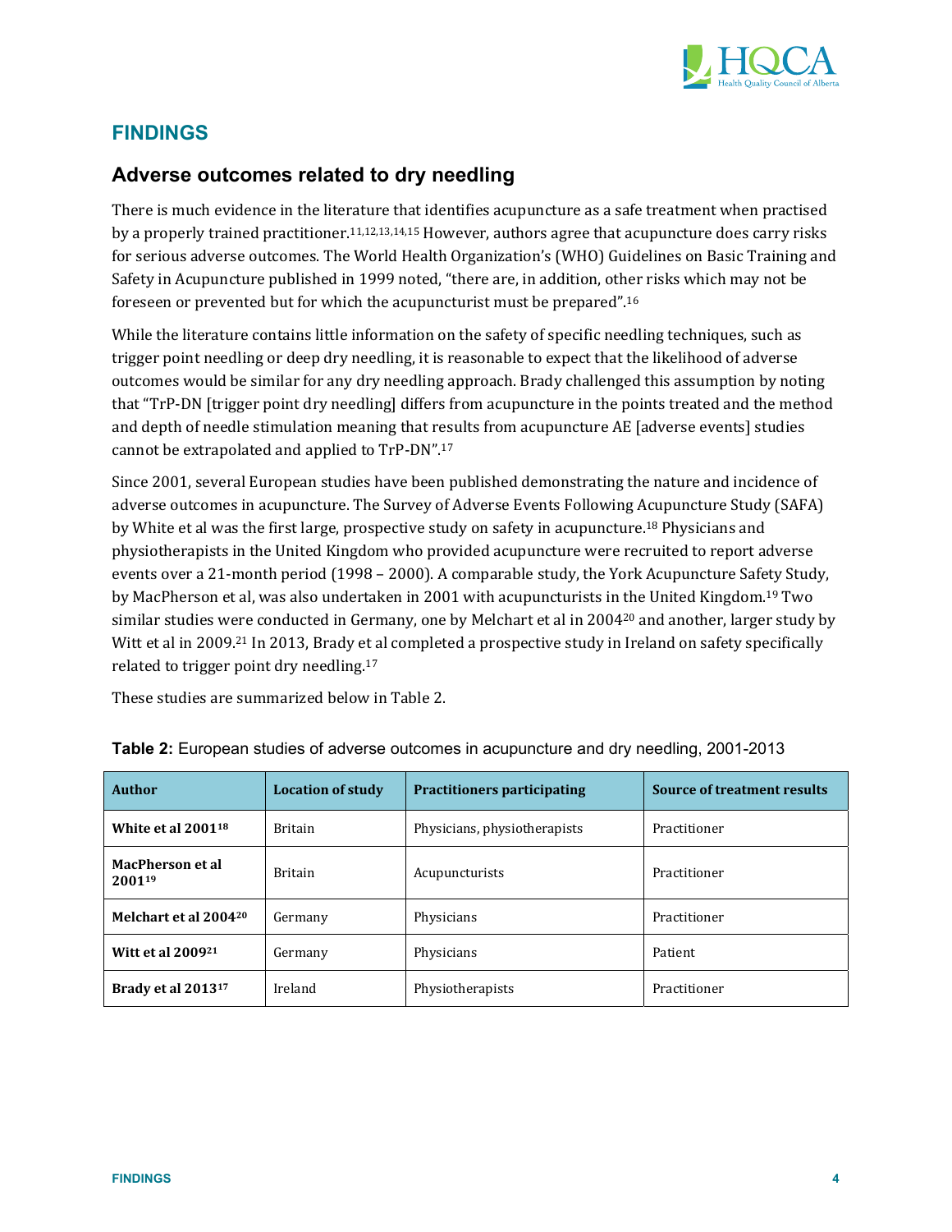## FINDINGS

### Adverse outcomes related to dry needling

There is much evidence in the literature that identifies acupuncture as a safe treatment when practised by a properly trained practitioner.[11,12,13,14,15] However, authors agree that acupuncture does carry risks for serious adverse outcomes. The World Health Organization's (WHO) Guidelines on Basic Training and Safety in Acupuncture published in 1999 noted, "there are, in addition, other risks which may not be foreseen or prevented but for which the acupuncturist must be prepared".[16]

While the literature contains little information on the safety of specific needling techniques, such as trigger point needling or deep dry needling, it is reasonable to expect that the likelihood of adverse outcomes would be similar for any dry needling approach. Brady challenged this assumption by noting that "TrP-DN [trigger point dry needling] differs from acupuncture in the points treated and the method and depth of needle stimulation meaning that results from acupuncture AE [adverse events] studies cannot be extrapolated and applied to TrP-DN".[17]

Since 2001, several European studies have been published demonstrating the nature and incidence of adverse outcomes in acupuncture. The Survey of Adverse Events Following Acupuncture Study (SAFA) by White et al was the first large, prospective study on safety in acupuncture.[18] Physicians and physiotherapists in the United Kingdom who provided acupuncture were recruited to report adverse events over a 21-month period (1998 – 2000). A comparable study, the York Acupuncture Safety Study, by MacPherson et al, was also undertaken in 2001 with acupuncturists in the United Kingdom.[19] Two similar studies were conducted in Germany, one by Melchart et al in 2004[20] and another, larger study by Witt et al in 2009.[21] In 2013, Brady et al completed a prospective study in Ireland on safety specifically related to trigger point dry needling.[17]

These studies are summarized below in Table 2.

**Table 2:** European studies of adverse outcomes in acupuncture and dry needling, 2001-2013

| Author | Location of study | Practitioners participating | Source of treatment results |
|---|---|---|---|
| **White et al 2001[18]** | Britain | Physicians, physiotherapists | Practitioner |
| **MacPherson et al 2001[19]** | Britain | Acupuncturists | Practitioner |
| **Melchart et al 2004[20]** | Germany | Physicians | Practitioner |
| **Witt et al 2009[21]** | Germany | Physicians | Patient |
| **Brady et al 2013[17]** | Ireland | Physiotherapists | Practitioner |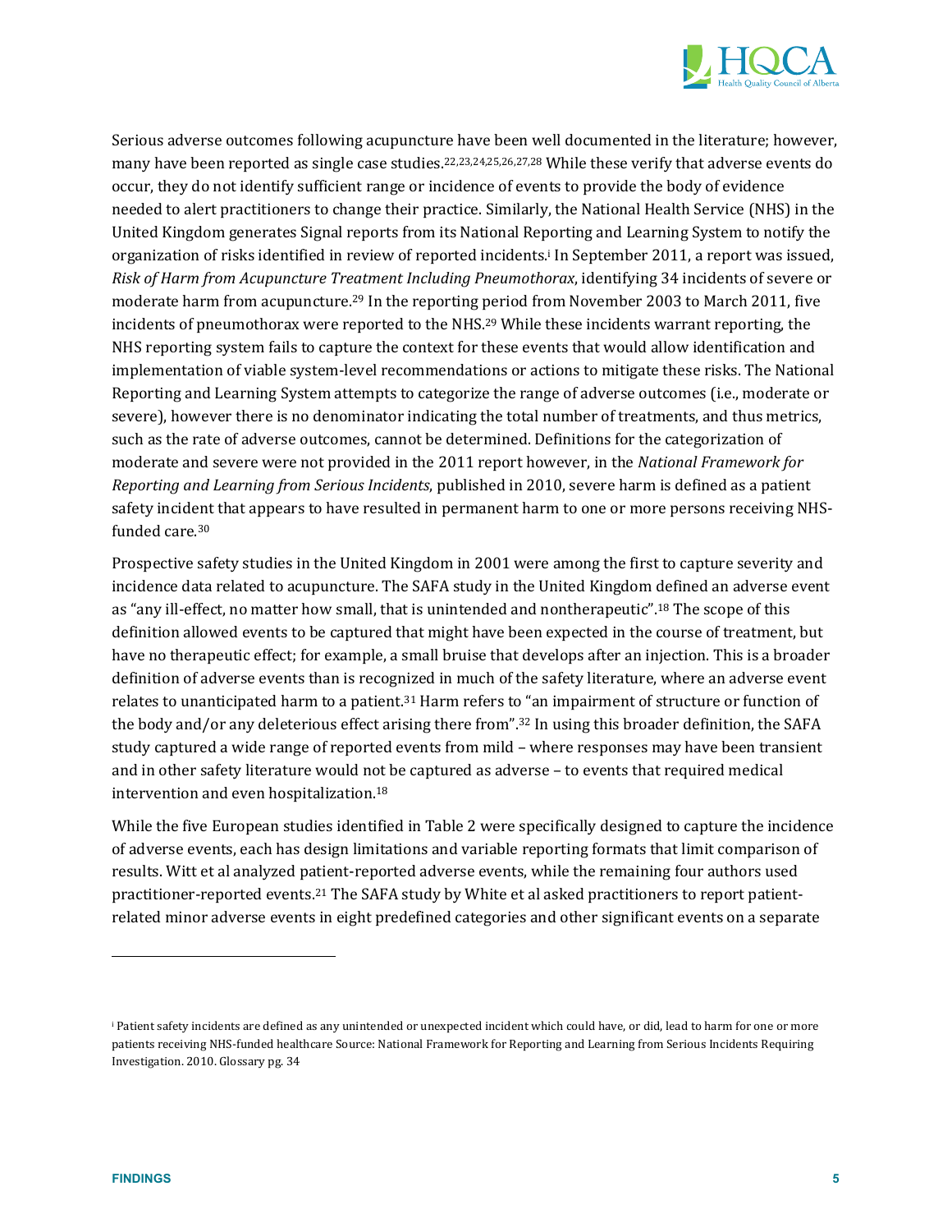Serious adverse outcomes following acupuncture have been well documented in the literature; however, many have been reported as single case studies.[22,23,24,25,26,27,28] While these verify that adverse events do occur, they do not identify sufficient range or incidence of events to provide the body of evidence needed to alert practitioners to change their practice. Similarly, the National Health Service (NHS) in the United Kingdom generates Signal reports from its National Reporting and Learning System to notify the organization of risks identified in review of reported incidents.[i] In September 2011, a report was issued, *Risk of Harm from Acupuncture Treatment Including Pneumothorax*, identifying 34 incidents of severe or moderate harm from acupuncture.[29] In the reporting period from November 2003 to March 2011, five incidents of pneumothorax were reported to the NHS.[29] While these incidents warrant reporting, the NHS reporting system fails to capture the context for these events that would allow identification and implementation of viable system-level recommendations or actions to mitigate these risks. The National Reporting and Learning System attempts to categorize the range of adverse outcomes (i.e., moderate or severe), however there is no denominator indicating the total number of treatments, and thus metrics, such as the rate of adverse outcomes, cannot be determined. Definitions for the categorization of moderate and severe were not provided in the 2011 report however, in the *National Framework for Reporting and Learning from Serious Incidents*, published in 2010, severe harm is defined as a patient safety incident that appears to have resulted in permanent harm to one or more persons receiving NHS-funded care.[30]

Prospective safety studies in the United Kingdom in 2001 were among the first to capture severity and incidence data related to acupuncture. The SAFA study in the United Kingdom defined an adverse event as "any ill-effect, no matter how small, that is unintended and nontherapeutic".[18] The scope of this definition allowed events to be captured that might have been expected in the course of treatment, but have no therapeutic effect; for example, a small bruise that develops after an injection. This is a broader definition of adverse events than is recognized in much of the safety literature, where an adverse event relates to unanticipated harm to a patient.[31] Harm refers to "an impairment of structure or function of the body and/or any deleterious effect arising there from".[32] In using this broader definition, the SAFA study captured a wide range of reported events from mild – where responses may have been transient and in other safety literature would not be captured as adverse – to events that required medical intervention and even hospitalization.[18]

While the five European studies identified in Table 2 were specifically designed to capture the incidence of adverse events, each has design limitations and variable reporting formats that limit comparison of results. Witt et al analyzed patient-reported adverse events, while the remaining four authors used practitioner-reported events.[21] The SAFA study by White et al asked practitioners to report patient-related minor adverse events in eight predefined categories and other significant events on a separate

---

[i] Patient safety incidents are defined as any unintended or unexpected incident which could have, or did, lead to harm for one or more patients receiving NHS-funded healthcare Source: National Framework for Reporting and Learning from Serious Incidents Requiring Investigation. 2010. Glossary pg. 34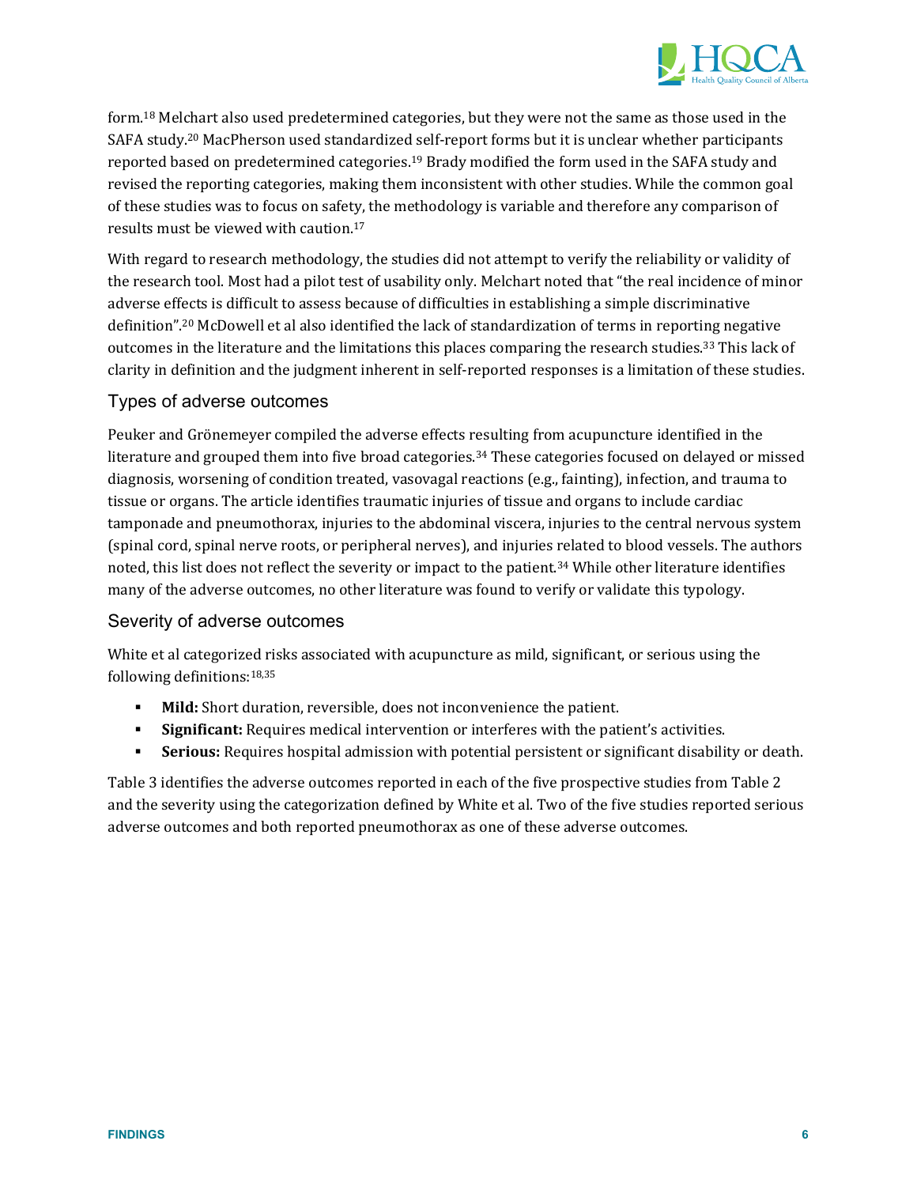form.[18] Melchart also used predetermined categories, but they were not the same as those used in the SAFA study.[20] MacPherson used standardized self-report forms but it is unclear whether participants reported based on predetermined categories.[19] Brady modified the form used in the SAFA study and revised the reporting categories, making them inconsistent with other studies. While the common goal of these studies was to focus on safety, the methodology is variable and therefore any comparison of results must be viewed with caution.[17]

With regard to research methodology, the studies did not attempt to verify the reliability or validity of the research tool. Most had a pilot test of usability only. Melchart noted that "the real incidence of minor adverse effects is difficult to assess because of difficulties in establishing a simple discriminative definition".[20] McDowell et al also identified the lack of standardization of terms in reporting negative outcomes in the literature and the limitations this places comparing the research studies.[33] This lack of clarity in definition and the judgment inherent in self-reported responses is a limitation of these studies.

## Types of adverse outcomes

Peuker and Grönemeyer compiled the adverse effects resulting from acupuncture identified in the literature and grouped them into five broad categories.[34] These categories focused on delayed or missed diagnosis, worsening of condition treated, vasovagal reactions (e.g., fainting), infection, and trauma to tissue or organs. The article identifies traumatic injuries of tissue and organs to include cardiac tamponade and pneumothorax, injuries to the abdominal viscera, injuries to the central nervous system (spinal cord, spinal nerve roots, or peripheral nerves), and injuries related to blood vessels. The authors noted, this list does not reflect the severity or impact to the patient.[34] While other literature identifies many of the adverse outcomes, no other literature was found to verify or validate this typology.

## Severity of adverse outcomes

White et al categorized risks associated with acupuncture as mild, significant, or serious using the following definitions:[18,35]

- **Mild:** Short duration, reversible, does not inconvenience the patient.
- **Significant:** Requires medical intervention or interferes with the patient's activities.
- **Serious:** Requires hospital admission with potential persistent or significant disability or death.

Table 3 identifies the adverse outcomes reported in each of the five prospective studies from Table 2 and the severity using the categorization defined by White et al. Two of the five studies reported serious adverse outcomes and both reported pneumothorax as one of these adverse outcomes.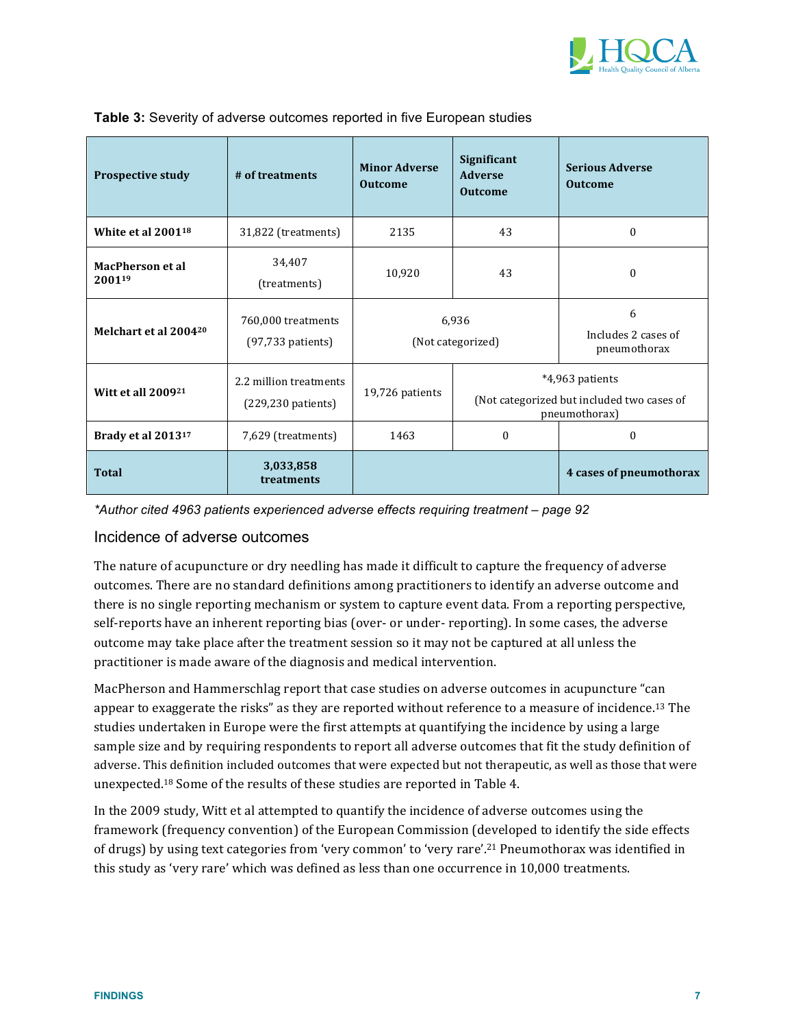**Table 3:** Severity of adverse outcomes reported in five European studies

| Prospective study | # of treatments | Minor Adverse Outcome | Significant Adverse Outcome | Serious Adverse Outcome |
|---|---|---|---|---|
| **White et al 2001**[18] | 31,822 (treatments) | 2135 | 43 | 0 |
| **MacPherson et al 2001**[19] | 34,407 (treatments) | 10,920 | 43 | 0 |
| **Melchart et al 2004**[20] | 760,000 treatments (97,733 patients) | 6,936 (Not categorized) | | 6 Includes 2 cases of pneumothorax |
| **Witt et all 2009**[21] | 2.2 million treatments (229,230 patients) | 19,726 patients | *4,963 patients (Not categorized but included two cases of pneumothorax) | |
| **Brady et al 2013**[17] | 7,629 (treatments) | 1463 | 0 | 0 |
| **Total** | **3,033,858 treatments** | | | **4 cases of pneumothorax** |

*\*Author cited 4963 patients experienced adverse effects requiring treatment – page 92*

## Incidence of adverse outcomes

The nature of acupuncture or dry needling has made it difficult to capture the frequency of adverse outcomes. There are no standard definitions among practitioners to identify an adverse outcome and there is no single reporting mechanism or system to capture event data. From a reporting perspective, self-reports have an inherent reporting bias (over- or under- reporting). In some cases, the adverse outcome may take place after the treatment session so it may not be captured at all unless the practitioner is made aware of the diagnosis and medical intervention.

MacPherson and Hammerschlag report that case studies on adverse outcomes in acupuncture "can appear to exaggerate the risks" as they are reported without reference to a measure of incidence.[13] The studies undertaken in Europe were the first attempts at quantifying the incidence by using a large sample size and by requiring respondents to report all adverse outcomes that fit the study definition of adverse. This definition included outcomes that were expected but not therapeutic, as well as those that were unexpected.[18] Some of the results of these studies are reported in Table 4.

In the 2009 study, Witt et al attempted to quantify the incidence of adverse outcomes using the framework (frequency convention) of the European Commission (developed to identify the side effects of drugs) by using text categories from 'very common' to 'very rare'.[21] Pneumothorax was identified in this study as 'very rare' which was defined as less than one occurrence in 10,000 treatments.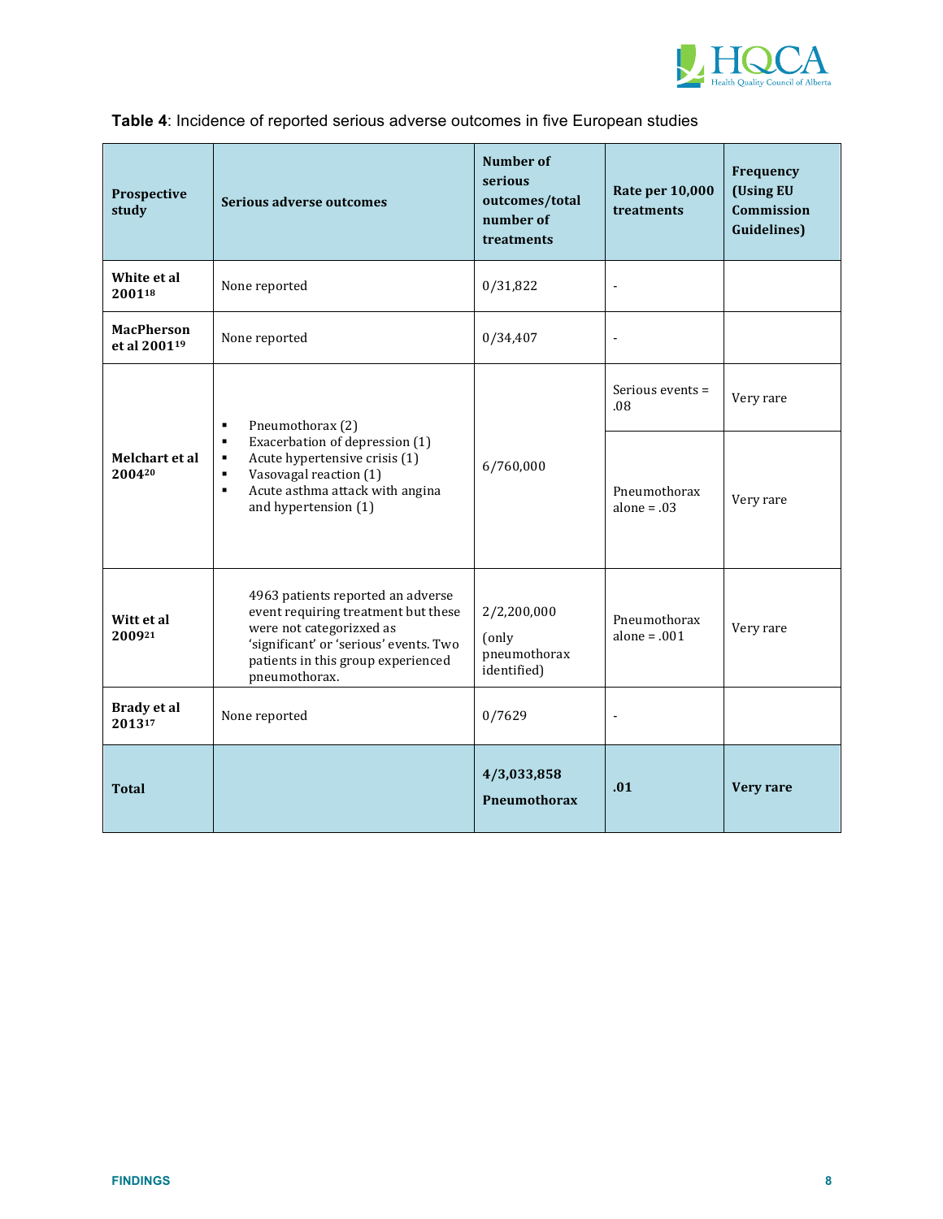**Table 4**: Incidence of reported serious adverse outcomes in five European studies

| Prospective study | Serious adverse outcomes | Number of serious outcomes/total number of treatments | Rate per 10,000 treatments | Frequency (Using EU Commission Guidelines) |
|---|---|---|---|---|
| **White et al 2001**[18] | None reported | 0/31,822 | - | |
| **MacPherson et al 2001**[19] | None reported | 0/34,407 | - | |
| **Melchart et al 2004**[20] | ▪ Pneumothorax (2)<br>▪ Exacerbation of depression (1)<br>▪ Acute hypertensive crisis (1)<br>▪ Vasovagal reaction (1)<br>▪ Acute asthma attack with angina and hypertension (1) | 6/760,000 | Serious events = .08 | Very rare |
| | | | Pneumothorax alone = .03 | Very rare |
| **Witt et al 2009**[21] | 4963 patients reported an adverse event requiring treatment but these were not categorizxed as 'significant' or 'serious' events. Two patients in this group experienced pneumothorax. | 2/2,200,000 (only pneumothorax identified) | Pneumothorax alone = .001 | Very rare |
| **Brady et al 2013**[17] | None reported | 0/7629 | - | |
| **Total** | | **4/3,033,858 Pneumothorax** | **.01** | **Very rare** |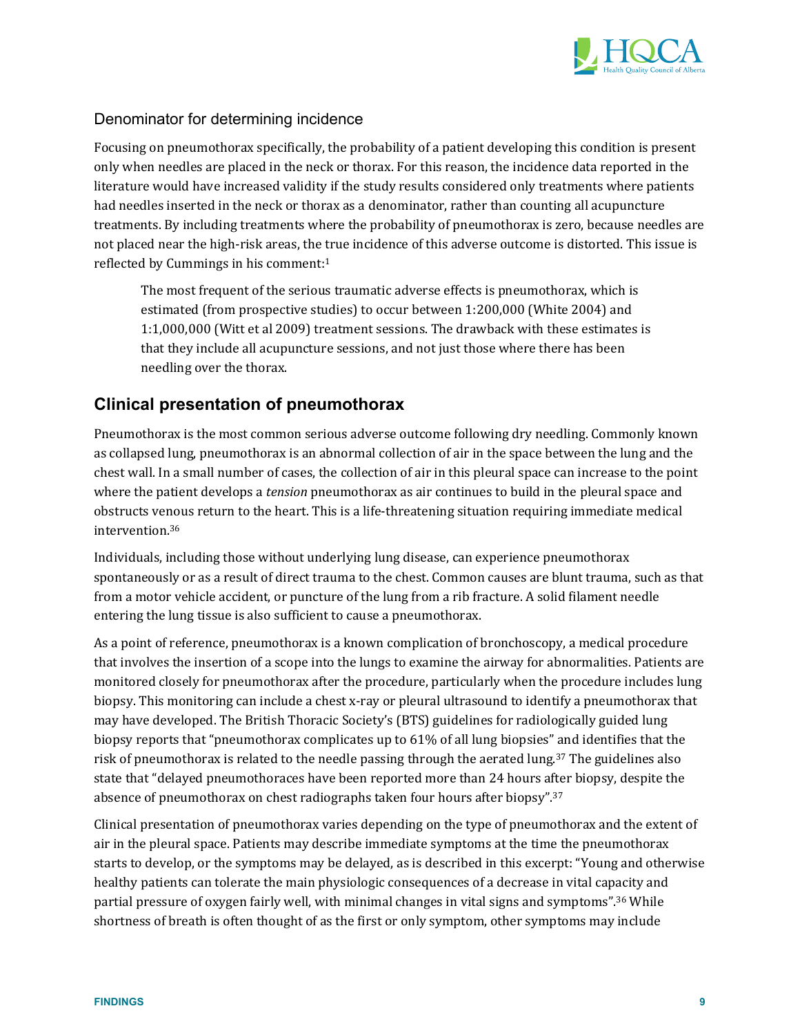### Denominator for determining incidence

Focusing on pneumothorax specifically, the probability of a patient developing this condition is present only when needles are placed in the neck or thorax. For this reason, the incidence data reported in the literature would have increased validity if the study results considered only treatments where patients had needles inserted in the neck or thorax as a denominator, rather than counting all acupuncture treatments. By including treatments where the probability of pneumothorax is zero, because needles are not placed near the high-risk areas, the true incidence of this adverse outcome is distorted. This issue is reflected by Cummings in his comment:[1]

> The most frequent of the serious traumatic adverse effects is pneumothorax, which is estimated (from prospective studies) to occur between 1:200,000 (White 2004) and 1:1,000,000 (Witt et al 2009) treatment sessions. The drawback with these estimates is that they include all acupuncture sessions, and not just those where there has been needling over the thorax.

## Clinical presentation of pneumothorax

Pneumothorax is the most common serious adverse outcome following dry needling. Commonly known as collapsed lung, pneumothorax is an abnormal collection of air in the space between the lung and the chest wall. In a small number of cases, the collection of air in this pleural space can increase to the point where the patient develops a *tension* pneumothorax as air continues to build in the pleural space and obstructs venous return to the heart. This is a life-threatening situation requiring immediate medical intervention.[36]

Individuals, including those without underlying lung disease, can experience pneumothorax spontaneously or as a result of direct trauma to the chest. Common causes are blunt trauma, such as that from a motor vehicle accident, or puncture of the lung from a rib fracture. A solid filament needle entering the lung tissue is also sufficient to cause a pneumothorax.

As a point of reference, pneumothorax is a known complication of bronchoscopy, a medical procedure that involves the insertion of a scope into the lungs to examine the airway for abnormalities. Patients are monitored closely for pneumothorax after the procedure, particularly when the procedure includes lung biopsy. This monitoring can include a chest x-ray or pleural ultrasound to identify a pneumothorax that may have developed. The British Thoracic Society's (BTS) guidelines for radiologically guided lung biopsy reports that "pneumothorax complicates up to 61% of all lung biopsies" and identifies that the risk of pneumothorax is related to the needle passing through the aerated lung.[37] The guidelines also state that "delayed pneumothoraces have been reported more than 24 hours after biopsy, despite the absence of pneumothorax on chest radiographs taken four hours after biopsy".[37]

Clinical presentation of pneumothorax varies depending on the type of pneumothorax and the extent of air in the pleural space. Patients may describe immediate symptoms at the time the pneumothorax starts to develop, or the symptoms may be delayed, as is described in this excerpt: "Young and otherwise healthy patients can tolerate the main physiologic consequences of a decrease in vital capacity and partial pressure of oxygen fairly well, with minimal changes in vital signs and symptoms".[36] While shortness of breath is often thought of as the first or only symptom, other symptoms may include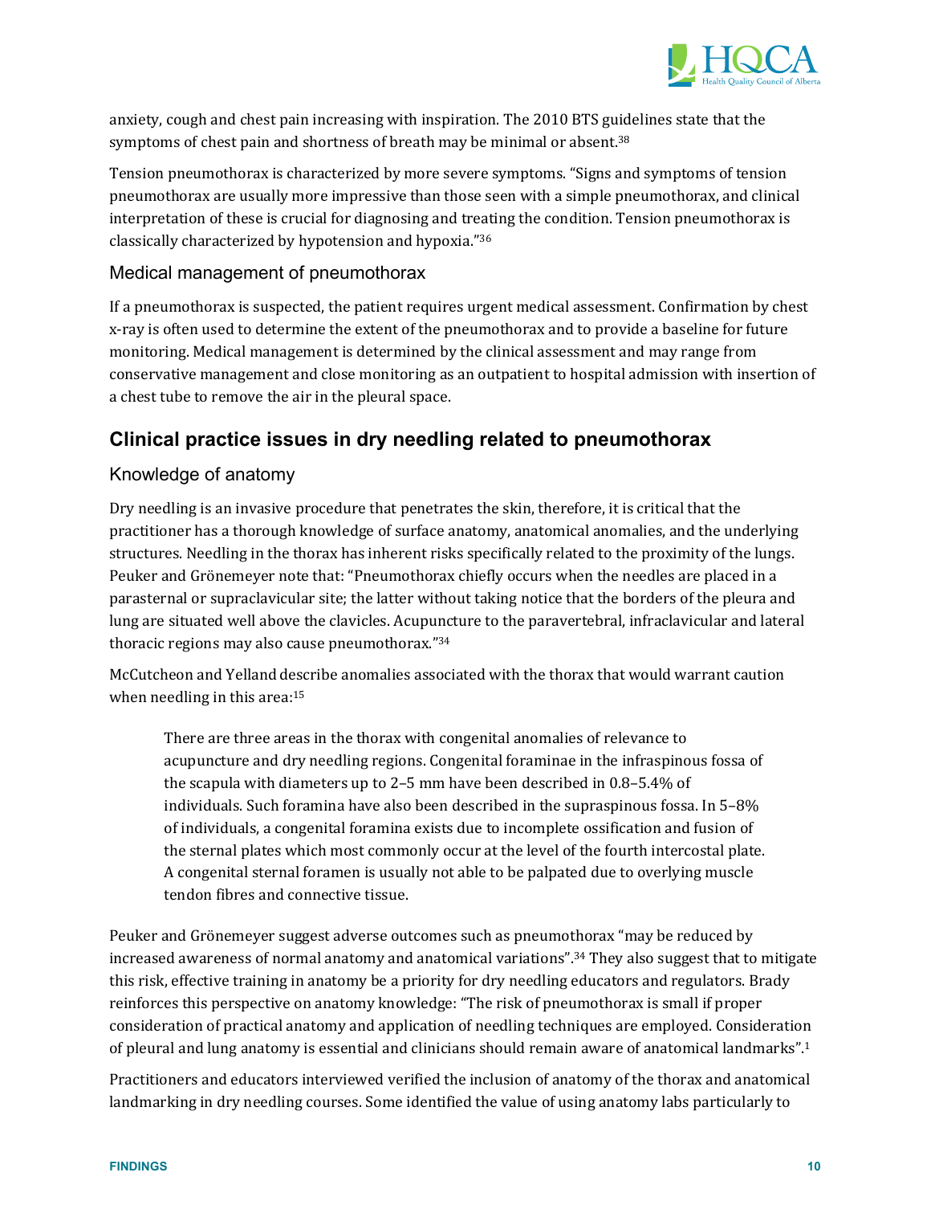anxiety, cough and chest pain increasing with inspiration. The 2010 BTS guidelines state that the symptoms of chest pain and shortness of breath may be minimal or absent.[38]

Tension pneumothorax is characterized by more severe symptoms. "Signs and symptoms of tension pneumothorax are usually more impressive than those seen with a simple pneumothorax, and clinical interpretation of these is crucial for diagnosing and treating the condition. Tension pneumothorax is classically characterized by hypotension and hypoxia."[36]

### Medical management of pneumothorax

If a pneumothorax is suspected, the patient requires urgent medical assessment. Confirmation by chest x-ray is often used to determine the extent of the pneumothorax and to provide a baseline for future monitoring. Medical management is determined by the clinical assessment and may range from conservative management and close monitoring as an outpatient to hospital admission with insertion of a chest tube to remove the air in the pleural space.

## Clinical practice issues in dry needling related to pneumothorax

### Knowledge of anatomy

Dry needling is an invasive procedure that penetrates the skin, therefore, it is critical that the practitioner has a thorough knowledge of surface anatomy, anatomical anomalies, and the underlying structures. Needling in the thorax has inherent risks specifically related to the proximity of the lungs. Peuker and Grönemeyer note that: "Pneumothorax chiefly occurs when the needles are placed in a parasternal or supraclavicular site; the latter without taking notice that the borders of the pleura and lung are situated well above the clavicles. Acupuncture to the paravertebral, infraclavicular and lateral thoracic regions may also cause pneumothorax."[34]

McCutcheon and Yelland describe anomalies associated with the thorax that would warrant caution when needling in this area:[15]

> There are three areas in the thorax with congenital anomalies of relevance to acupuncture and dry needling regions. Congenital foraminae in the infraspinous fossa of the scapula with diameters up to 2–5 mm have been described in 0.8–5.4% of individuals. Such foramina have also been described in the supraspinous fossa. In 5–8% of individuals, a congenital foramina exists due to incomplete ossification and fusion of the sternal plates which most commonly occur at the level of the fourth intercostal plate. A congenital sternal foramen is usually not able to be palpated due to overlying muscle tendon fibres and connective tissue.

Peuker and Grönemeyer suggest adverse outcomes such as pneumothorax "may be reduced by increased awareness of normal anatomy and anatomical variations".[34] They also suggest that to mitigate this risk, effective training in anatomy be a priority for dry needling educators and regulators. Brady reinforces this perspective on anatomy knowledge: "The risk of pneumothorax is small if proper consideration of practical anatomy and application of needling techniques are employed. Consideration of pleural and lung anatomy is essential and clinicians should remain aware of anatomical landmarks".[1]

Practitioners and educators interviewed verified the inclusion of anatomy of the thorax and anatomical landmarking in dry needling courses. Some identified the value of using anatomy labs particularly to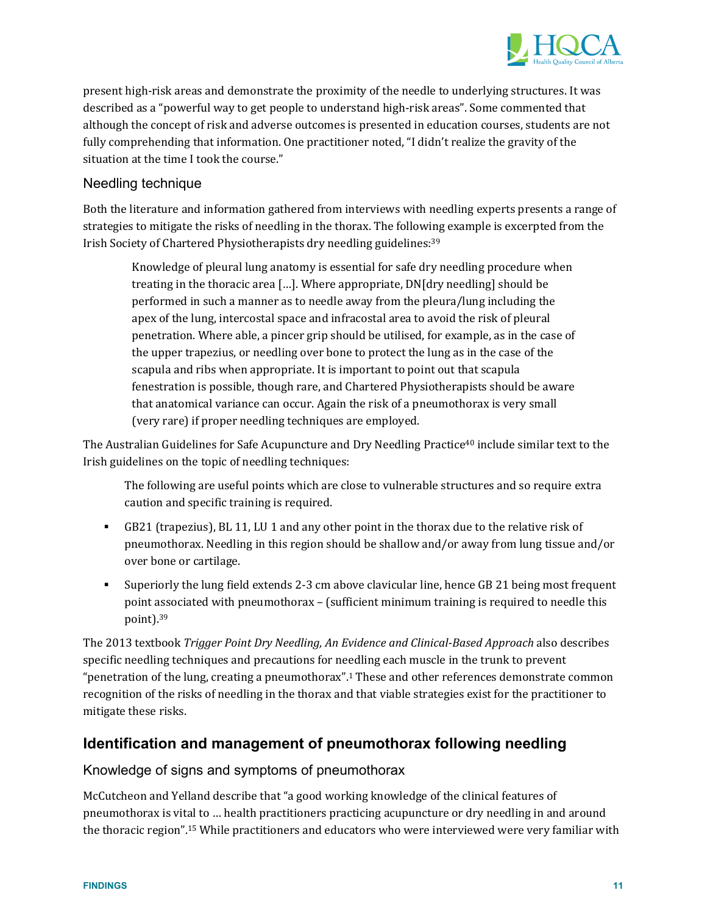present high-risk areas and demonstrate the proximity of the needle to underlying structures. It was described as a "powerful way to get people to understand high-risk areas". Some commented that although the concept of risk and adverse outcomes is presented in education courses, students are not fully comprehending that information. One practitioner noted, "I didn't realize the gravity of the situation at the time I took the course."

### Needling technique

Both the literature and information gathered from interviews with needling experts presents a range of strategies to mitigate the risks of needling in the thorax. The following example is excerpted from the Irish Society of Chartered Physiotherapists dry needling guidelines:[39]

> Knowledge of pleural lung anatomy is essential for safe dry needling procedure when treating in the thoracic area […]. Where appropriate, DN[dry needling] should be performed in such a manner as to needle away from the pleura/lung including the apex of the lung, intercostal space and infracostal area to avoid the risk of pleural penetration. Where able, a pincer grip should be utilised, for example, as in the case of the upper trapezius, or needling over bone to protect the lung as in the case of the scapula and ribs when appropriate. It is important to point out that scapula fenestration is possible, though rare, and Chartered Physiotherapists should be aware that anatomical variance can occur. Again the risk of a pneumothorax is very small (very rare) if proper needling techniques are employed.

The Australian Guidelines for Safe Acupuncture and Dry Needling Practice[40] include similar text to the Irish guidelines on the topic of needling techniques:

> The following are useful points which are close to vulnerable structures and so require extra caution and specific training is required.
>
> - GB21 (trapezius), BL 11, LU 1 and any other point in the thorax due to the relative risk of pneumothorax. Needling in this region should be shallow and/or away from lung tissue and/or over bone or cartilage.
> - Superiorly the lung field extends 2-3 cm above clavicular line, hence GB 21 being most frequent point associated with pneumothorax – (sufficient minimum training is required to needle this point).[39]

The 2013 textbook *Trigger Point Dry Needling, An Evidence and Clinical-Based Approach* also describes specific needling techniques and precautions for needling each muscle in the trunk to prevent "penetration of the lung, creating a pneumothorax".[1] These and other references demonstrate common recognition of the risks of needling in the thorax and that viable strategies exist for the practitioner to mitigate these risks.

## Identification and management of pneumothorax following needling

### Knowledge of signs and symptoms of pneumothorax

McCutcheon and Yelland describe that "a good working knowledge of the clinical features of pneumothorax is vital to … health practitioners practicing acupuncture or dry needling in and around the thoracic region".[15] While practitioners and educators who were interviewed were very familiar with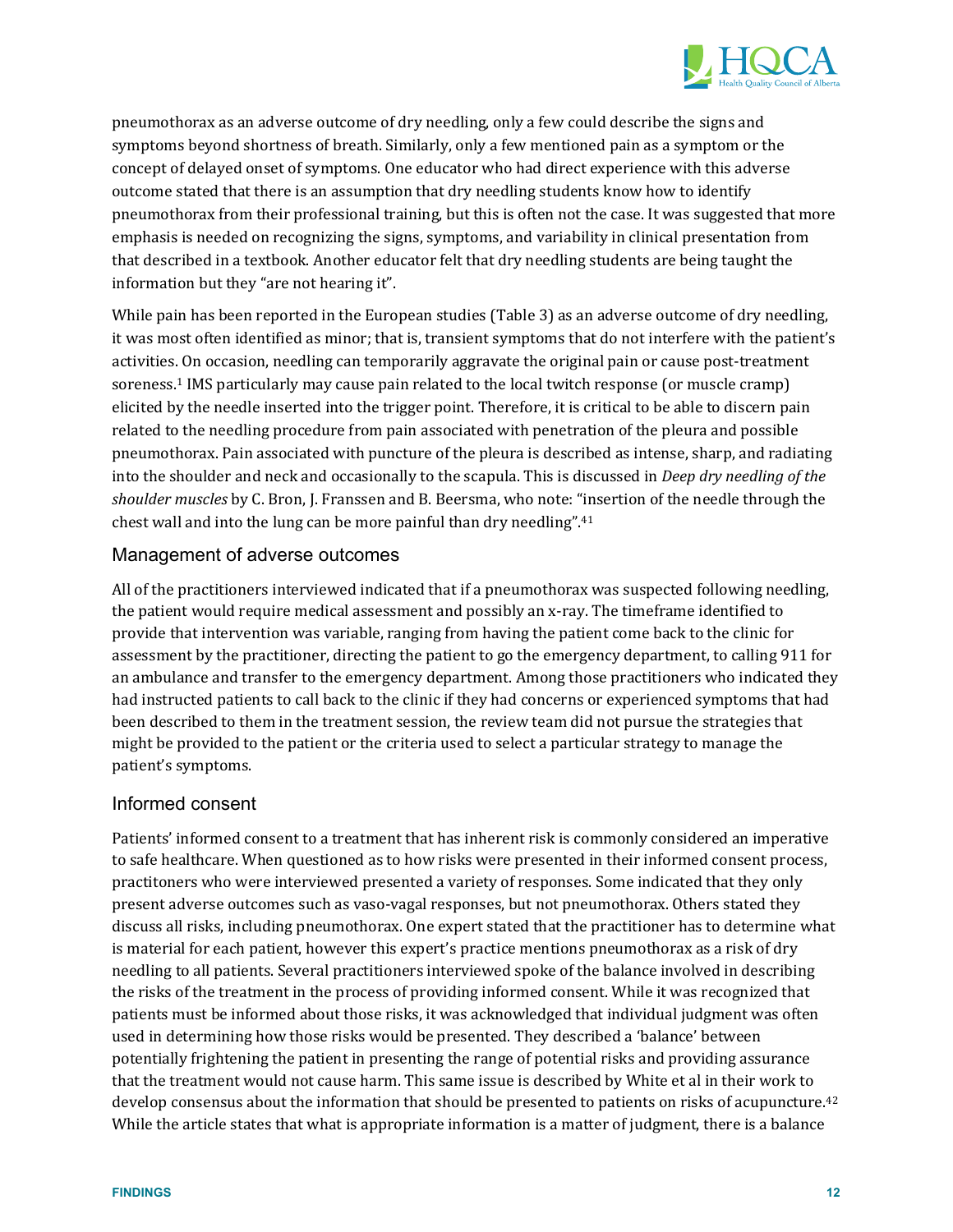pneumothorax as an adverse outcome of dry needling, only a few could describe the signs and symptoms beyond shortness of breath. Similarly, only a few mentioned pain as a symptom or the concept of delayed onset of symptoms. One educator who had direct experience with this adverse outcome stated that there is an assumption that dry needling students know how to identify pneumothorax from their professional training, but this is often not the case. It was suggested that more emphasis is needed on recognizing the signs, symptoms, and variability in clinical presentation from that described in a textbook. Another educator felt that dry needling students are being taught the information but they "are not hearing it".

While pain has been reported in the European studies (Table 3) as an adverse outcome of dry needling, it was most often identified as minor; that is, transient symptoms that do not interfere with the patient's activities. On occasion, needling can temporarily aggravate the original pain or cause post-treatment soreness.[1] IMS particularly may cause pain related to the local twitch response (or muscle cramp) elicited by the needle inserted into the trigger point. Therefore, it is critical to be able to discern pain related to the needling procedure from pain associated with penetration of the pleura and possible pneumothorax. Pain associated with puncture of the pleura is described as intense, sharp, and radiating into the shoulder and neck and occasionally to the scapula. This is discussed in *Deep dry needling of the shoulder muscles* by C. Bron, J. Franssen and B. Beersma, who note: "insertion of the needle through the chest wall and into the lung can be more painful than dry needling".[41]

## Management of adverse outcomes

All of the practitioners interviewed indicated that if a pneumothorax was suspected following needling, the patient would require medical assessment and possibly an x-ray. The timeframe identified to provide that intervention was variable, ranging from having the patient come back to the clinic for assessment by the practitioner, directing the patient to go the emergency department, to calling 911 for an ambulance and transfer to the emergency department. Among those practitioners who indicated they had instructed patients to call back to the clinic if they had concerns or experienced symptoms that had been described to them in the treatment session, the review team did not pursue the strategies that might be provided to the patient or the criteria used to select a particular strategy to manage the patient's symptoms.

## Informed consent

Patients' informed consent to a treatment that has inherent risk is commonly considered an imperative to safe healthcare. When questioned as to how risks were presented in their informed consent process, practitoners who were interviewed presented a variety of responses. Some indicated that they only present adverse outcomes such as vaso-vagal responses, but not pneumothorax. Others stated they discuss all risks, including pneumothorax. One expert stated that the practitioner has to determine what is material for each patient, however this expert's practice mentions pneumothorax as a risk of dry needling to all patients. Several practitioners interviewed spoke of the balance involved in describing the risks of the treatment in the process of providing informed consent. While it was recognized that patients must be informed about those risks, it was acknowledged that individual judgment was often used in determining how those risks would be presented. They described a 'balance' between potentially frightening the patient in presenting the range of potential risks and providing assurance that the treatment would not cause harm. This same issue is described by White et al in their work to develop consensus about the information that should be presented to patients on risks of acupuncture.[42] While the article states that what is appropriate information is a matter of judgment, there is a balance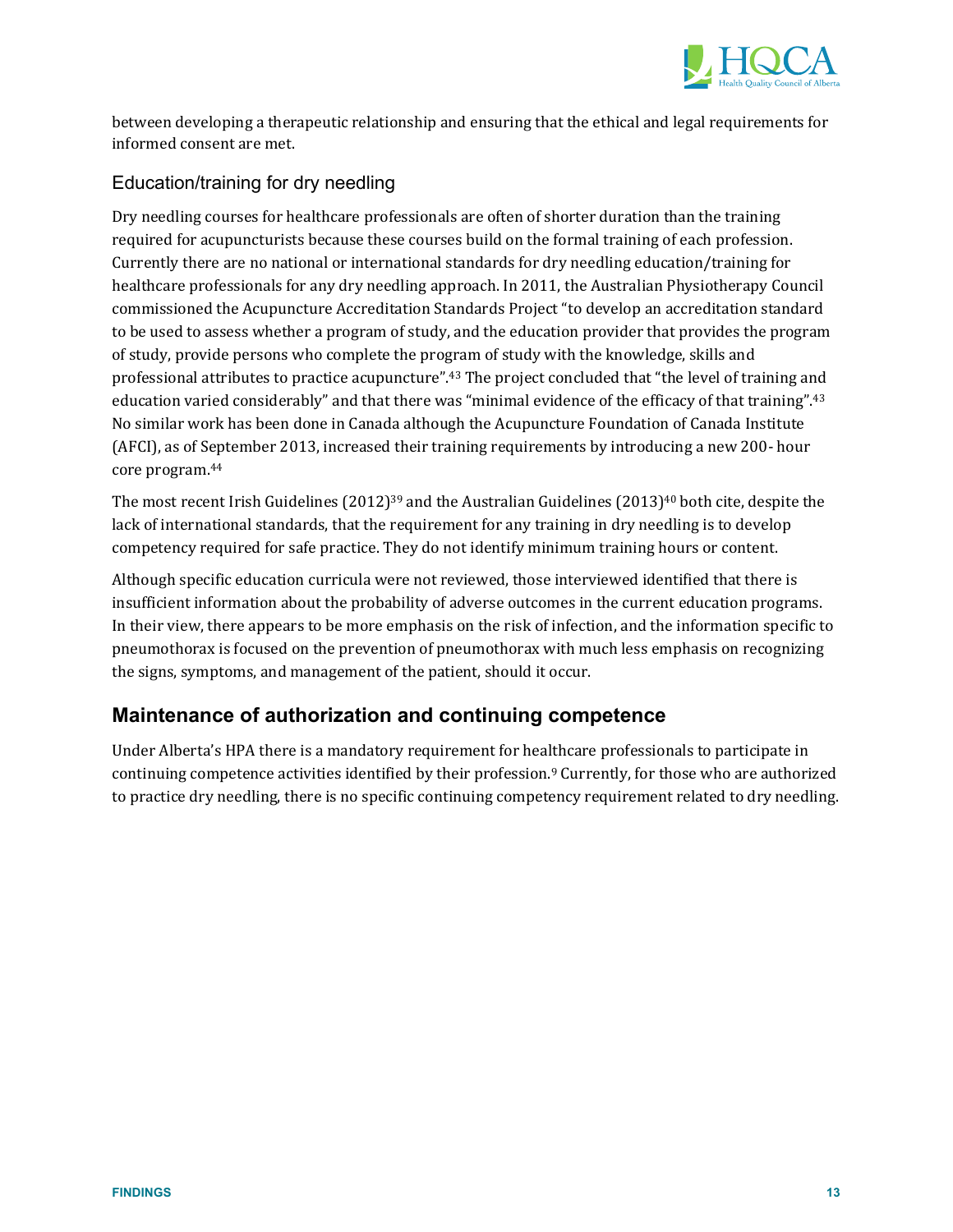between developing a therapeutic relationship and ensuring that the ethical and legal requirements for informed consent are met.

### Education/training for dry needling

Dry needling courses for healthcare professionals are often of shorter duration than the training required for acupuncturists because these courses build on the formal training of each profession. Currently there are no national or international standards for dry needling education/training for healthcare professionals for any dry needling approach. In 2011, the Australian Physiotherapy Council commissioned the Acupuncture Accreditation Standards Project "to develop an accreditation standard to be used to assess whether a program of study, and the education provider that provides the program of study, provide persons who complete the program of study with the knowledge, skills and professional attributes to practice acupuncture".[43] The project concluded that "the level of training and education varied considerably" and that there was "minimal evidence of the efficacy of that training".[43] No similar work has been done in Canada although the Acupuncture Foundation of Canada Institute (AFCI), as of September 2013, increased their training requirements by introducing a new 200- hour core program.[44]

The most recent Irish Guidelines (2012)[39] and the Australian Guidelines (2013)[40] both cite, despite the lack of international standards, that the requirement for any training in dry needling is to develop competency required for safe practice. They do not identify minimum training hours or content.

Although specific education curricula were not reviewed, those interviewed identified that there is insufficient information about the probability of adverse outcomes in the current education programs. In their view, there appears to be more emphasis on the risk of infection, and the information specific to pneumothorax is focused on the prevention of pneumothorax with much less emphasis on recognizing the signs, symptoms, and management of the patient, should it occur.

## Maintenance of authorization and continuing competence

Under Alberta's HPA there is a mandatory requirement for healthcare professionals to participate in continuing competence activities identified by their profession.[9] Currently, for those who are authorized to practice dry needling, there is no specific continuing competency requirement related to dry needling.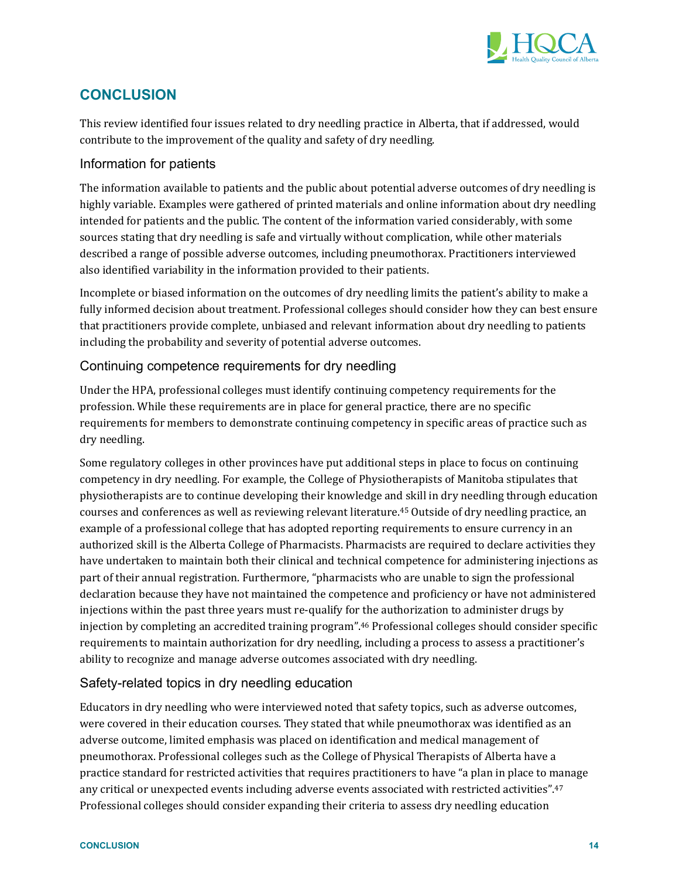## CONCLUSION

This review identified four issues related to dry needling practice in Alberta, that if addressed, would contribute to the improvement of the quality and safety of dry needling.

### Information for patients

The information available to patients and the public about potential adverse outcomes of dry needling is highly variable. Examples were gathered of printed materials and online information about dry needling intended for patients and the public. The content of the information varied considerably, with some sources stating that dry needling is safe and virtually without complication, while other materials described a range of possible adverse outcomes, including pneumothorax. Practitioners interviewed also identified variability in the information provided to their patients.

Incomplete or biased information on the outcomes of dry needling limits the patient's ability to make a fully informed decision about treatment. Professional colleges should consider how they can best ensure that practitioners provide complete, unbiased and relevant information about dry needling to patients including the probability and severity of potential adverse outcomes.

### Continuing competence requirements for dry needling

Under the HPA, professional colleges must identify continuing competency requirements for the profession. While these requirements are in place for general practice, there are no specific requirements for members to demonstrate continuing competency in specific areas of practice such as dry needling.

Some regulatory colleges in other provinces have put additional steps in place to focus on continuing competency in dry needling. For example, the College of Physiotherapists of Manitoba stipulates that physiotherapists are to continue developing their knowledge and skill in dry needling through education courses and conferences as well as reviewing relevant literature.[45] Outside of dry needling practice, an example of a professional college that has adopted reporting requirements to ensure currency in an authorized skill is the Alberta College of Pharmacists. Pharmacists are required to declare activities they have undertaken to maintain both their clinical and technical competence for administering injections as part of their annual registration. Furthermore, "pharmacists who are unable to sign the professional declaration because they have not maintained the competence and proficiency or have not administered injections within the past three years must re-qualify for the authorization to administer drugs by injection by completing an accredited training program".[46] Professional colleges should consider specific requirements to maintain authorization for dry needling, including a process to assess a practitioner's ability to recognize and manage adverse outcomes associated with dry needling.

### Safety-related topics in dry needling education

Educators in dry needling who were interviewed noted that safety topics, such as adverse outcomes, were covered in their education courses. They stated that while pneumothorax was identified as an adverse outcome, limited emphasis was placed on identification and medical management of pneumothorax. Professional colleges such as the College of Physical Therapists of Alberta have a practice standard for restricted activities that requires practitioners to have "a plan in place to manage any critical or unexpected events including adverse events associated with restricted activities".[47] Professional colleges should consider expanding their criteria to assess dry needling education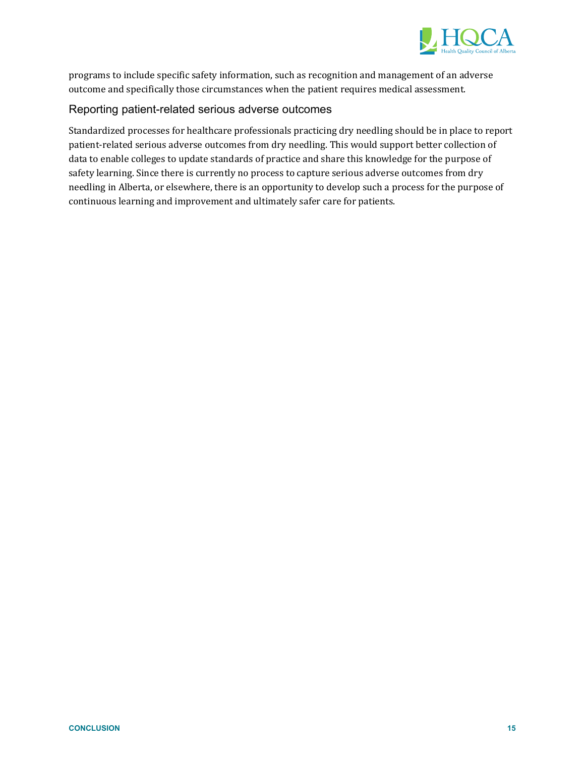programs to include specific safety information, such as recognition and management of an adverse outcome and specifically those circumstances when the patient requires medical assessment.

### Reporting patient-related serious adverse outcomes

Standardized processes for healthcare professionals practicing dry needling should be in place to report patient-related serious adverse outcomes from dry needling. This would support better collection of data to enable colleges to update standards of practice and share this knowledge for the purpose of safety learning. Since there is currently no process to capture serious adverse outcomes from dry needling in Alberta, or elsewhere, there is an opportunity to develop such a process for the purpose of continuous learning and improvement and ultimately safer care for patients.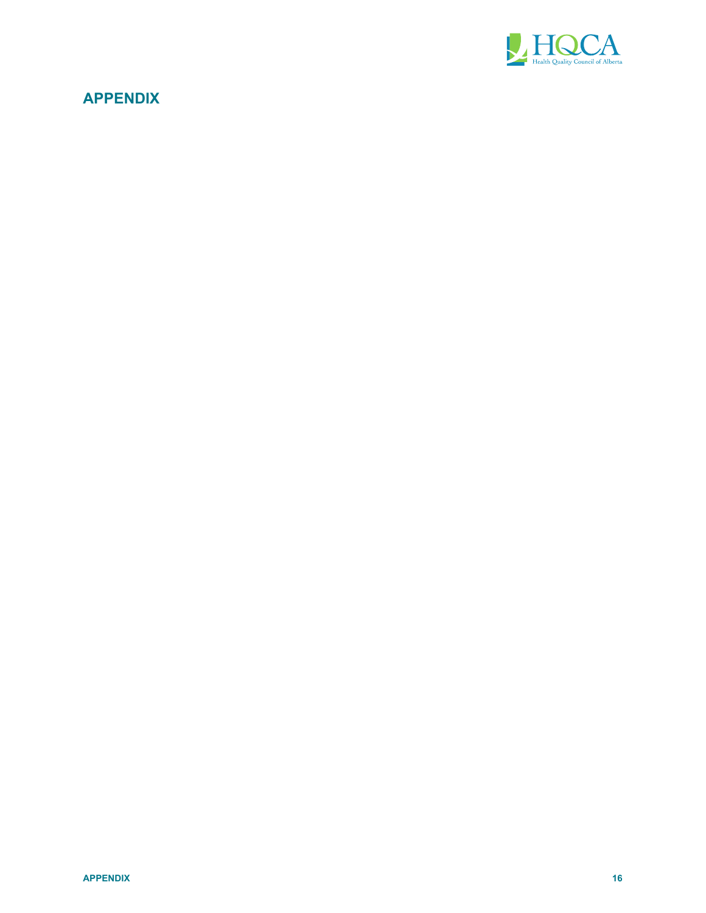# APPENDIX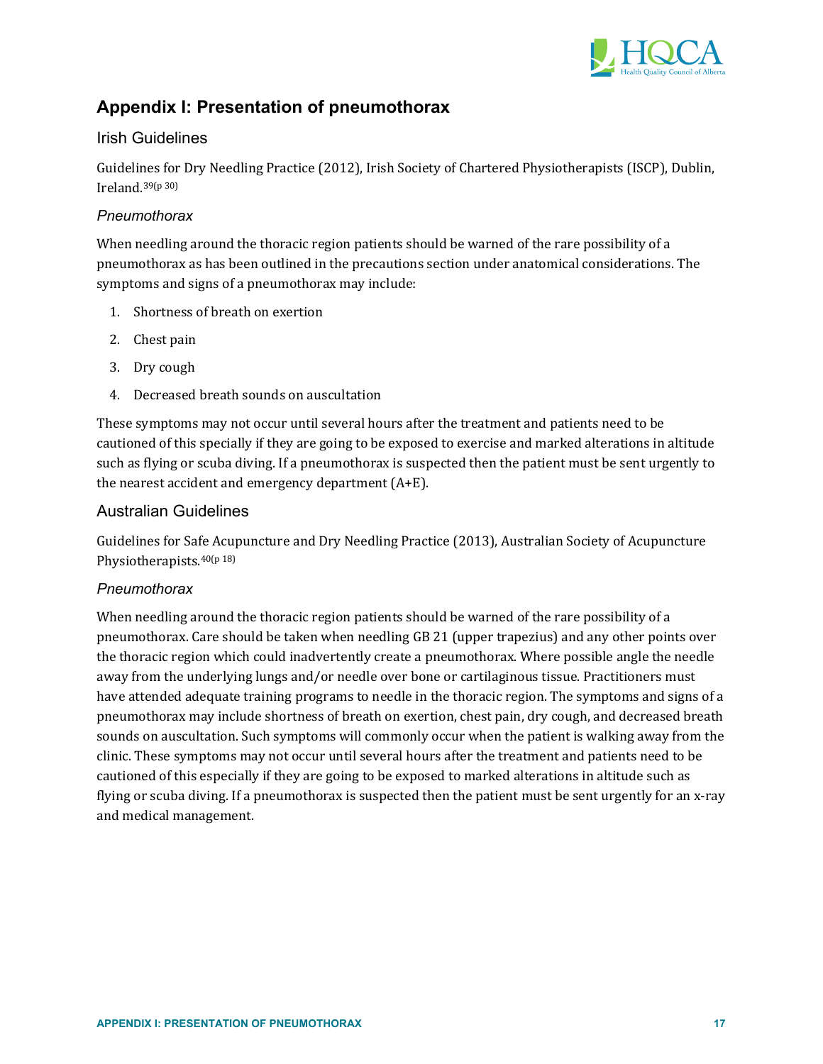# Appendix I: Presentation of pneumothorax

## Irish Guidelines

Guidelines for Dry Needling Practice (2012), Irish Society of Chartered Physiotherapists (ISCP), Dublin, Ireland.[39(p 30)]

### *Pneumothorax*

When needling around the thoracic region patients should be warned of the rare possibility of a pneumothorax as has been outlined in the precautions section under anatomical considerations. The symptoms and signs of a pneumothorax may include:

1. Shortness of breath on exertion
2. Chest pain
3. Dry cough
4. Decreased breath sounds on auscultation

These symptoms may not occur until several hours after the treatment and patients need to be cautioned of this specially if they are going to be exposed to exercise and marked alterations in altitude such as flying or scuba diving. If a pneumothorax is suspected then the patient must be sent urgently to the nearest accident and emergency department (A+E).

## Australian Guidelines

Guidelines for Safe Acupuncture and Dry Needling Practice (2013), Australian Society of Acupuncture Physiotherapists.[40(p 18)]

### *Pneumothorax*

When needling around the thoracic region patients should be warned of the rare possibility of a pneumothorax. Care should be taken when needling GB 21 (upper trapezius) and any other points over the thoracic region which could inadvertently create a pneumothorax. Where possible angle the needle away from the underlying lungs and/or needle over bone or cartilaginous tissue. Practitioners must have attended adequate training programs to needle in the thoracic region. The symptoms and signs of a pneumothorax may include shortness of breath on exertion, chest pain, dry cough, and decreased breath sounds on auscultation. Such symptoms will commonly occur when the patient is walking away from the clinic. These symptoms may not occur until several hours after the treatment and patients need to be cautioned of this especially if they are going to be exposed to marked alterations in altitude such as flying or scuba diving. If a pneumothorax is suspected then the patient must be sent urgently for an x-ray and medical management.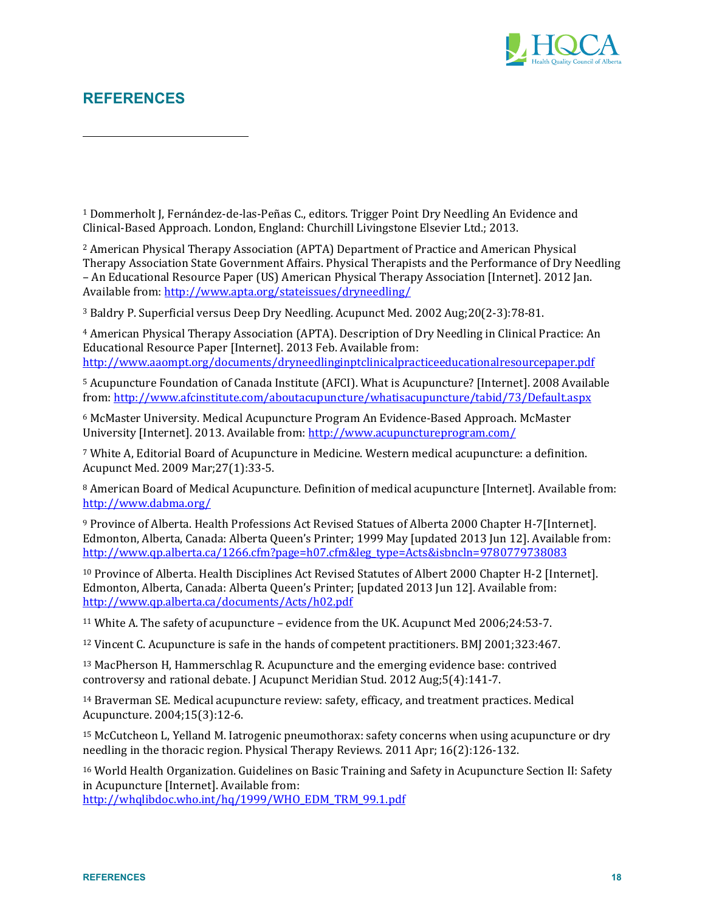## REFERENCES

[1] Dommerholt J, Fernández-de-las-Peñas C., editors. Trigger Point Dry Needling An Evidence and Clinical-Based Approach. London, England: Churchill Livingstone Elsevier Ltd.; 2013.

[2] American Physical Therapy Association (APTA) Department of Practice and American Physical Therapy Association State Government Affairs. Physical Therapists and the Performance of Dry Needling – An Educational Resource Paper (US) American Physical Therapy Association [Internet]. 2012 Jan. Available from: http://www.apta.org/stateissues/dryneedling/

[3] Baldry P. Superficial versus Deep Dry Needling. Acupunct Med. 2002 Aug;20(2-3):78-81.

[4] American Physical Therapy Association (APTA). Description of Dry Needling in Clinical Practice: An Educational Resource Paper [Internet]. 2013 Feb. Available from: http://www.aaompt.org/documents/dryneedlinginptclinicalpracticeeducationalresourcepaper.pdf

[5] Acupuncture Foundation of Canada Institute (AFCI). What is Acupuncture? [Internet]. 2008 Available from: http://www.afcinstitute.com/aboutacupuncture/whatisacupuncture/tabid/73/Default.aspx

[6] McMaster University. Medical Acupuncture Program An Evidence-Based Approach. McMaster University [Internet]. 2013. Available from: http://www.acupunctureprogram.com/

[7] White A, Editorial Board of Acupuncture in Medicine. Western medical acupuncture: a definition. Acupunct Med. 2009 Mar;27(1):33-5.

[8] American Board of Medical Acupuncture. Definition of medical acupuncture [Internet]. Available from: http://www.dabma.org/

[9] Province of Alberta. Health Professions Act Revised Statues of Alberta 2000 Chapter H-7[Internet]. Edmonton, Alberta, Canada: Alberta Queen's Printer; 1999 May [updated 2013 Jun 12]. Available from: http://www.qp.alberta.ca/1266.cfm?page=h07.cfm&leg_type=Acts&isbncln=9780779738083

[10] Province of Alberta. Health Disciplines Act Revised Statutes of Albert 2000 Chapter H-2 [Internet]. Edmonton, Alberta, Canada: Alberta Queen's Printer; [updated 2013 Jun 12]. Available from: http://www.qp.alberta.ca/documents/Acts/h02.pdf

[11] White A. The safety of acupuncture – evidence from the UK. Acupunct Med 2006;24:53-7.

[12] Vincent C. Acupuncture is safe in the hands of competent practitioners. BMJ 2001;323:467.

[13] MacPherson H, Hammerschlag R. Acupuncture and the emerging evidence base: contrived controversy and rational debate. J Acupunct Meridian Stud. 2012 Aug;5(4):141-7.

[14] Braverman SE. Medical acupuncture review: safety, efficacy, and treatment practices. Medical Acupuncture. 2004;15(3):12-6.

[15] McCutcheon L, Yelland M. Iatrogenic pneumothorax: safety concerns when using acupuncture or dry needling in the thoracic region. Physical Therapy Reviews. 2011 Apr; 16(2):126-132.

[16] World Health Organization. Guidelines on Basic Training and Safety in Acupuncture Section II: Safety in Acupuncture [Internet]. Available from: http://whqlibdoc.who.int/hq/1999/WHO_EDM_TRM_99.1.pdf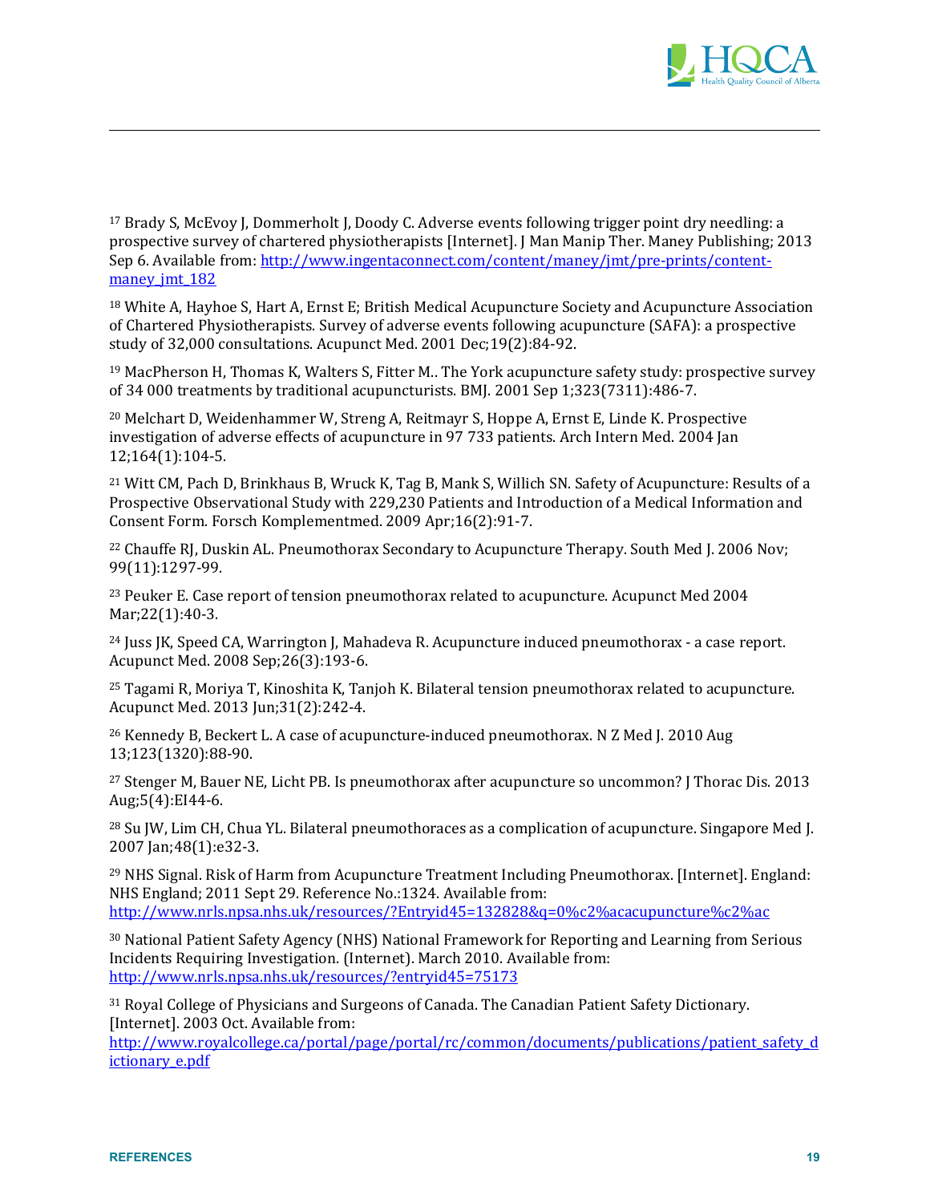[17] Brady S, McEvoy J, Dommerholt J, Doody C. Adverse events following trigger point dry needling: a prospective survey of chartered physiotherapists [Internet]. J Man Manip Ther. Maney Publishing; 2013 Sep 6. Available from: http://www.ingentaconnect.com/content/maney/jmt/pre-prints/content-maney_jmt_182

[18] White A, Hayhoe S, Hart A, Ernst E; British Medical Acupuncture Society and Acupuncture Association of Chartered Physiotherapists. Survey of adverse events following acupuncture (SAFA): a prospective study of 32,000 consultations. Acupunct Med. 2001 Dec;19(2):84-92.

[19] MacPherson H, Thomas K, Walters S, Fitter M.. The York acupuncture safety study: prospective survey of 34 000 treatments by traditional acupuncturists. BMJ. 2001 Sep 1;323(7311):486-7.

[20] Melchart D, Weidenhammer W, Streng A, Reitmayr S, Hoppe A, Ernst E, Linde K. Prospective investigation of adverse effects of acupuncture in 97 733 patients. Arch Intern Med. 2004 Jan 12;164(1):104-5.

[21] Witt CM, Pach D, Brinkhaus B, Wruck K, Tag B, Mank S, Willich SN. Safety of Acupuncture: Results of a Prospective Observational Study with 229,230 Patients and Introduction of a Medical Information and Consent Form. Forsch Komplementmed. 2009 Apr;16(2):91-7.

[22] Chauffe RJ, Duskin AL. Pneumothorax Secondary to Acupuncture Therapy. South Med J. 2006 Nov; 99(11):1297-99.

[23] Peuker E. Case report of tension pneumothorax related to acupuncture. Acupunct Med 2004 Mar;22(1):40-3.

[24] Juss JK, Speed CA, Warrington J, Mahadeva R. Acupuncture induced pneumothorax - a case report. Acupunct Med. 2008 Sep;26(3):193-6.

[25] Tagami R, Moriya T, Kinoshita K, Tanjoh K. Bilateral tension pneumothorax related to acupuncture. Acupunct Med. 2013 Jun;31(2):242-4.

[26] Kennedy B, Beckert L. A case of acupuncture-induced pneumothorax. N Z Med J. 2010 Aug 13;123(1320):88-90.

[27] Stenger M, Bauer NE, Licht PB. Is pneumothorax after acupuncture so uncommon? J Thorac Dis. 2013 Aug;5(4):EI44-6.

[28] Su JW, Lim CH, Chua YL. Bilateral pneumothoraces as a complication of acupuncture. Singapore Med J. 2007 Jan;48(1):e32-3.

[29] NHS Signal. Risk of Harm from Acupuncture Treatment Including Pneumothorax. [Internet]. England: NHS England; 2011 Sept 29. Reference No.:1324. Available from: http://www.nrls.npsa.nhs.uk/resources/?Entryid45=132828&q=0%c2%acacupuncture%c2%ac

[30] National Patient Safety Agency (NHS) National Framework for Reporting and Learning from Serious Incidents Requiring Investigation. (Internet). March 2010. Available from: http://www.nrls.npsa.nhs.uk/resources/?entryid45=75173

[31] Royal College of Physicians and Surgeons of Canada. The Canadian Patient Safety Dictionary. [Internet]. 2003 Oct. Available from: http://www.royalcollege.ca/portal/page/portal/rc/common/documents/publications/patient_safety_dictionary_e.pdf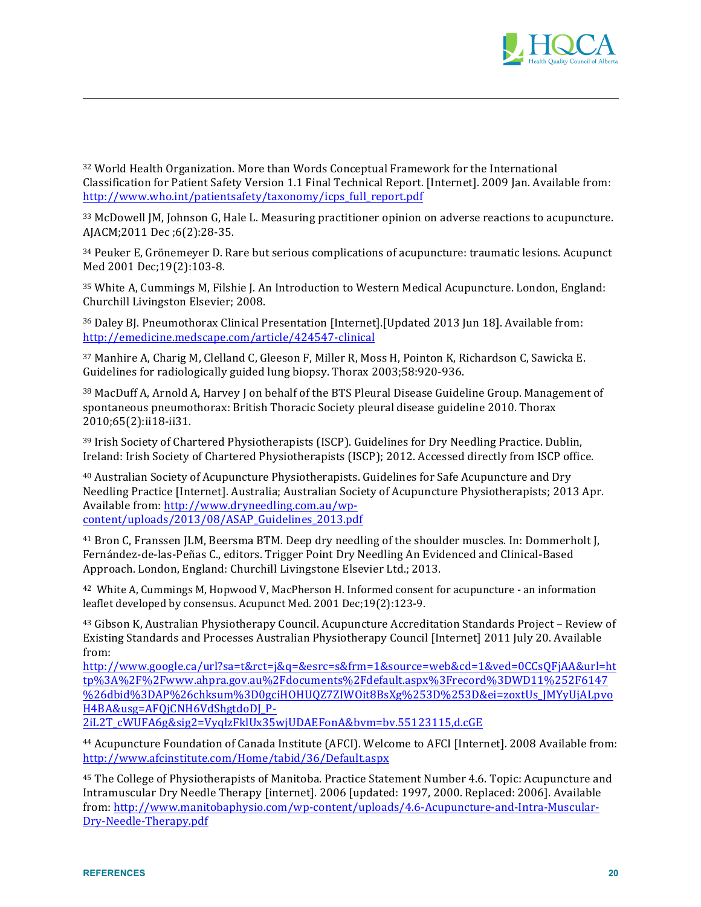[32] World Health Organization. More than Words Conceptual Framework for the International Classification for Patient Safety Version 1.1 Final Technical Report. [Internet]. 2009 Jan. Available from: http://www.who.int/patientsafety/taxonomy/icps_full_report.pdf

[33] McDowell JM, Johnson G, Hale L. Measuring practitioner opinion on adverse reactions to acupuncture. AJACM;2011 Dec ;6(2):28-35.

[34] Peuker E, Grönemeyer D. Rare but serious complications of acupuncture: traumatic lesions. Acupunct Med 2001 Dec;19(2):103-8.

[35] White A, Cummings M, Filshie J. An Introduction to Western Medical Acupuncture. London, England: Churchill Livingston Elsevier; 2008.

[36] Daley BJ. Pneumothorax Clinical Presentation [Internet].[Updated 2013 Jun 18]. Available from: http://emedicine.medscape.com/article/424547-clinical

[37] Manhire A, Charig M, Clelland C, Gleeson F, Miller R, Moss H, Pointon K, Richardson C, Sawicka E. Guidelines for radiologically guided lung biopsy. Thorax 2003;58:920-936.

[38] MacDuff A, Arnold A, Harvey J on behalf of the BTS Pleural Disease Guideline Group. Management of spontaneous pneumothorax: British Thoracic Society pleural disease guideline 2010. Thorax 2010;65(2):ii18-ii31.

[39] Irish Society of Chartered Physiotherapists (ISCP). Guidelines for Dry Needling Practice. Dublin, Ireland: Irish Society of Chartered Physiotherapists (ISCP); 2012. Accessed directly from ISCP office.

[40] Australian Society of Acupuncture Physiotherapists. Guidelines for Safe Acupuncture and Dry Needling Practice [Internet]. Australia; Australian Society of Acupuncture Physiotherapists; 2013 Apr. Available from: http://www.dryneedling.com.au/wp-content/uploads/2013/08/ASAP_Guidelines_2013.pdf

[41] Bron C, Franssen JLM, Beersma BTM. Deep dry needling of the shoulder muscles. In: Dommerholt J, Fernández-de-las-Peñas C., editors. Trigger Point Dry Needling An Evidenced and Clinical-Based Approach. London, England: Churchill Livingstone Elsevier Ltd.; 2013.

[42] White A, Cummings M, Hopwood V, MacPherson H. Informed consent for acupuncture - an information leaflet developed by consensus. Acupunct Med. 2001 Dec;19(2):123-9.

[43] Gibson K, Australian Physiotherapy Council. Acupuncture Accreditation Standards Project – Review of Existing Standards and Processes Australian Physiotherapy Council [Internet] 2011 July 20. Available from: http://www.google.ca/url?sa=t&rct=j&q=&esrc=s&frm=1&source=web&cd=1&ved=0CCsQFjAA&url=http%3A%2F%2Fwww.ahpra.gov.au%2Fdocuments%2Fdefault.aspx%3Frecord%3DWD11%252F6147%26dbid%3DAP%26chksum%3D0gciHOHUQZ7ZIWOit8BsXg%253D%253D&ei=zoxtUs_JMYyUjALpvoH4BA&usg=AFQjCNH6VdShgtdoDJ_P-2iL2T_cWUFA6g&sig2=VyqlzFklUx35wjUDAEFonA&bvm=bv.55123115,d.cGE

[44] Acupuncture Foundation of Canada Institute (AFCI). Welcome to AFCI [Internet]. 2008 Available from: http://www.afcinstitute.com/Home/tabid/36/Default.aspx

[45] The College of Physiotherapists of Manitoba. Practice Statement Number 4.6. Topic: Acupuncture and Intramuscular Dry Needle Therapy [internet]. 2006 [updated: 1997, 2000. Replaced: 2006]. Available from: http://www.manitobaphysio.com/wp-content/uploads/4.6-Acupuncture-and-Intra-Muscular-Dry-Needle-Therapy.pdf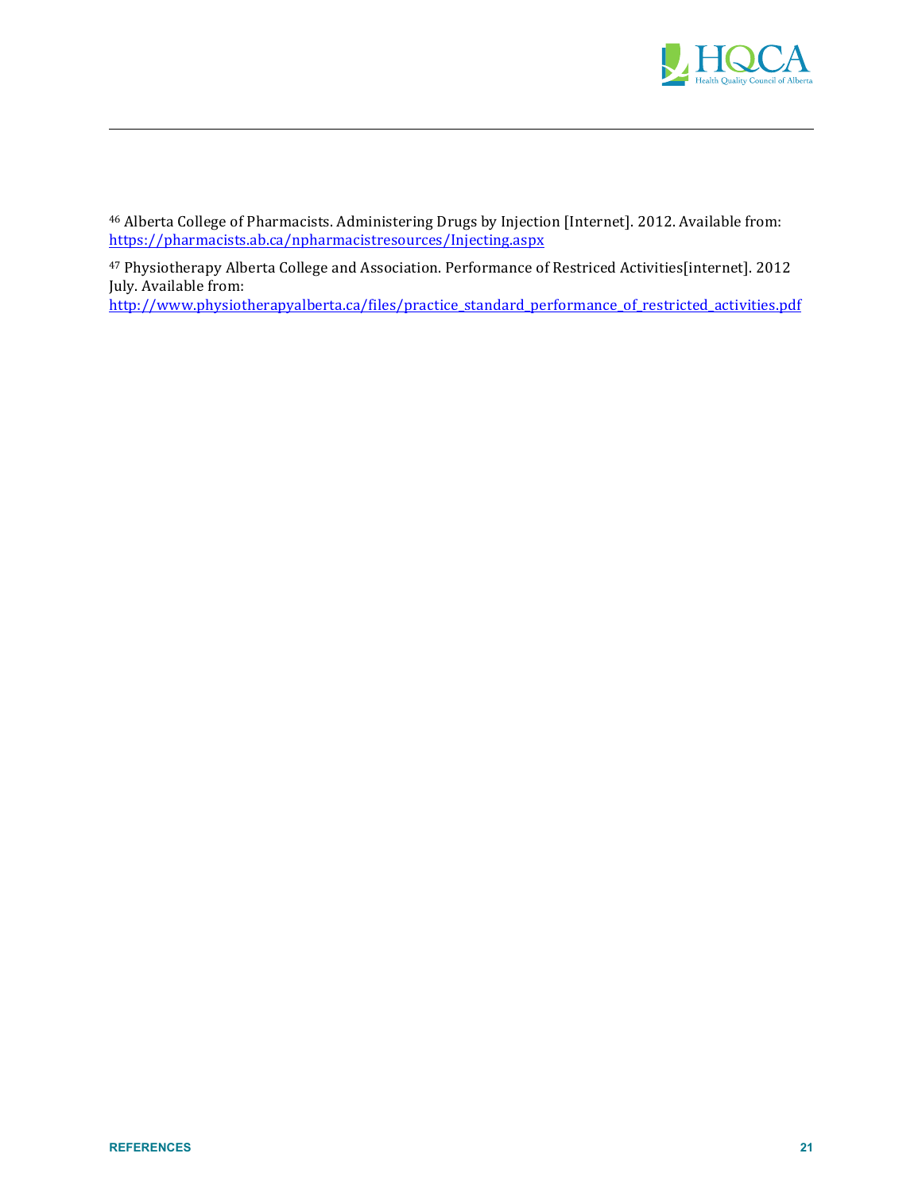[46] Alberta College of Pharmacists. Administering Drugs by Injection [Internet]. 2012. Available from: https://pharmacists.ab.ca/npharmacistresources/Injecting.aspx

[47] Physiotherapy Alberta College and Association. Performance of Restriced Activities[internet]. 2012 July. Available from: http://www.physiotherapyalberta.ca/files/practice_standard_performance_of_restricted_activities.pdf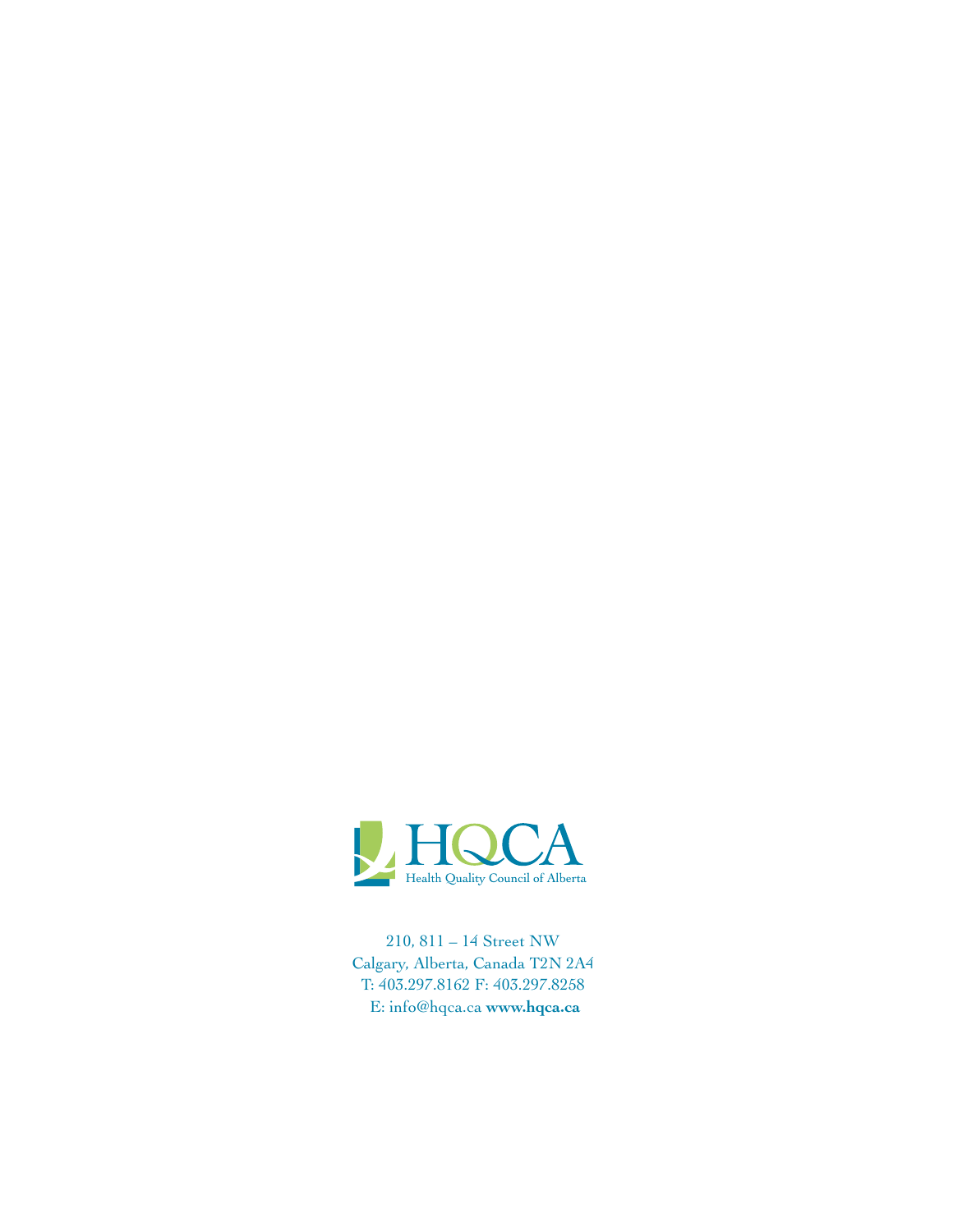HQCA

Health Quality Council of Alberta

210, 811 – 14 Street NW
Calgary, Alberta, Canada T2N 2A4
T: 403.297.8162 F: 403.297.8258
E: info@hqca.ca **www.hqca.ca**